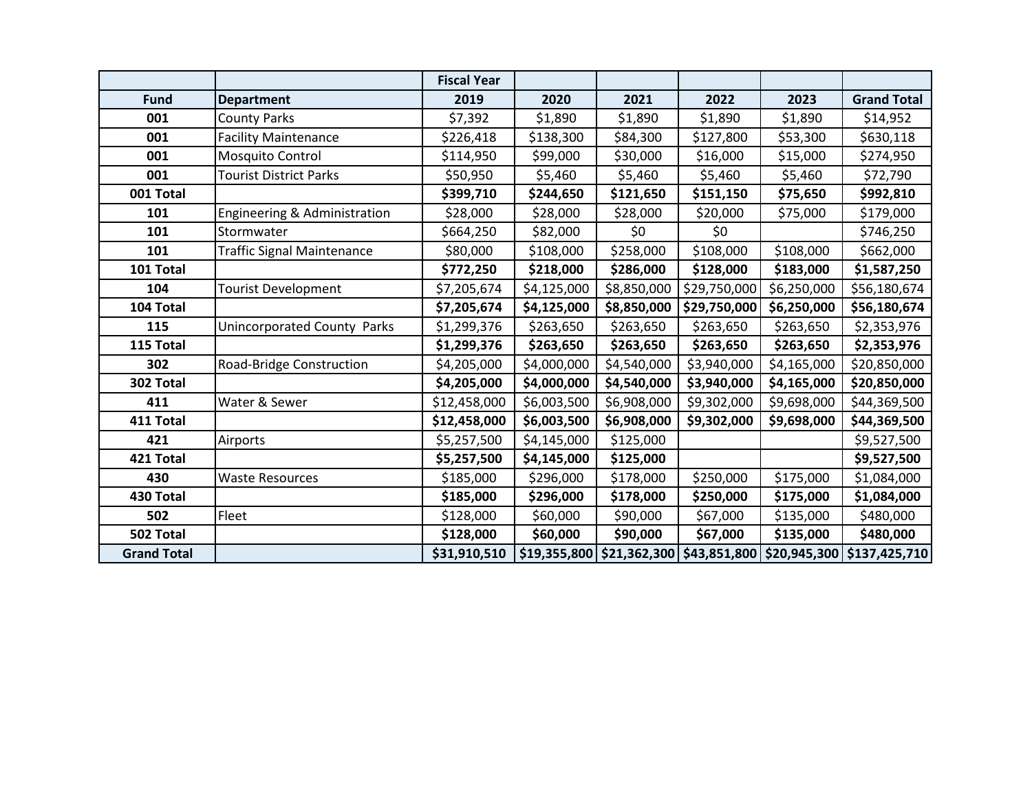| | | Fiscal Year | | | | | |
|---|---|---|---|---|---|---|---|
| **Fund** | **Department** | **2019** | **2020** | **2021** | **2022** | **2023** | **Grand Total** |
| **001** | County Parks | $7,392 | $1,890 | $1,890 | $1,890 | $1,890 | $14,952 |
| **001** | Facility Maintenance | $226,418 | $138,300 | $84,300 | $127,800 | $53,300 | $630,118 |
| **001** | Mosquito Control | $114,950 | $99,000 | $30,000 | $16,000 | $15,000 | $274,950 |
| **001** | Tourist District Parks | $50,950 | $5,460 | $5,460 | $5,460 | $5,460 | $72,790 |
| **001 Total** | | **$399,710** | **$244,650** | **$121,650** | **$151,150** | **$75,650** | **$992,810** |
| **101** | Engineering & Administration | $28,000 | $28,000 | $28,000 | $20,000 | $75,000 | $179,000 |
| **101** | Stormwater | $664,250 | $82,000 | $0 | $0 | | $746,250 |
| **101** | Traffic Signal Maintenance | $80,000 | $108,000 | $258,000 | $108,000 | $108,000 | $662,000 |
| **101 Total** | | **$772,250** | **$218,000** | **$286,000** | **$128,000** | **$183,000** | **$1,587,250** |
| **104** | Tourist Development | $7,205,674 | $4,125,000 | $8,850,000 | $29,750,000 | $6,250,000 | $56,180,674 |
| **104 Total** | | **$7,205,674** | **$4,125,000** | **$8,850,000** | **$29,750,000** | **$6,250,000** | **$56,180,674** |
| **115** | Unincorporated County Parks | $1,299,376 | $263,650 | $263,650 | $263,650 | $263,650 | $2,353,976 |
| **115 Total** | | **$1,299,376** | **$263,650** | **$263,650** | **$263,650** | **$263,650** | **$2,353,976** |
| **302** | Road-Bridge Construction | $4,205,000 | $4,000,000 | $4,540,000 | $3,940,000 | $4,165,000 | $20,850,000 |
| **302 Total** | | **$4,205,000** | **$4,000,000** | **$4,540,000** | **$3,940,000** | **$4,165,000** | **$20,850,000** |
| **411** | Water & Sewer | $12,458,000 | $6,003,500 | $6,908,000 | $9,302,000 | $9,698,000 | $44,369,500 |
| **411 Total** | | **$12,458,000** | **$6,003,500** | **$6,908,000** | **$9,302,000** | **$9,698,000** | **$44,369,500** |
| **421** | Airports | $5,257,500 | $4,145,000 | $125,000 | | | $9,527,500 |
| **421 Total** | | **$5,257,500** | **$4,145,000** | **$125,000** | | | **$9,527,500** |
| **430** | Waste Resources | $185,000 | $296,000 | $178,000 | $250,000 | $175,000 | $1,084,000 |
| **430 Total** | | **$185,000** | **$296,000** | **$178,000** | **$250,000** | **$175,000** | **$1,084,000** |
| **502** | Fleet | $128,000 | $60,000 | $90,000 | $67,000 | $135,000 | $480,000 |
| **502 Total** | | **$128,000** | **$60,000** | **$90,000** | **$67,000** | **$135,000** | **$480,000** |
| **Grand Total** | | **$31,910,510** | **$19,355,800** | **$21,362,300** | **$43,851,800** | **$20,945,300** | **$137,425,710** |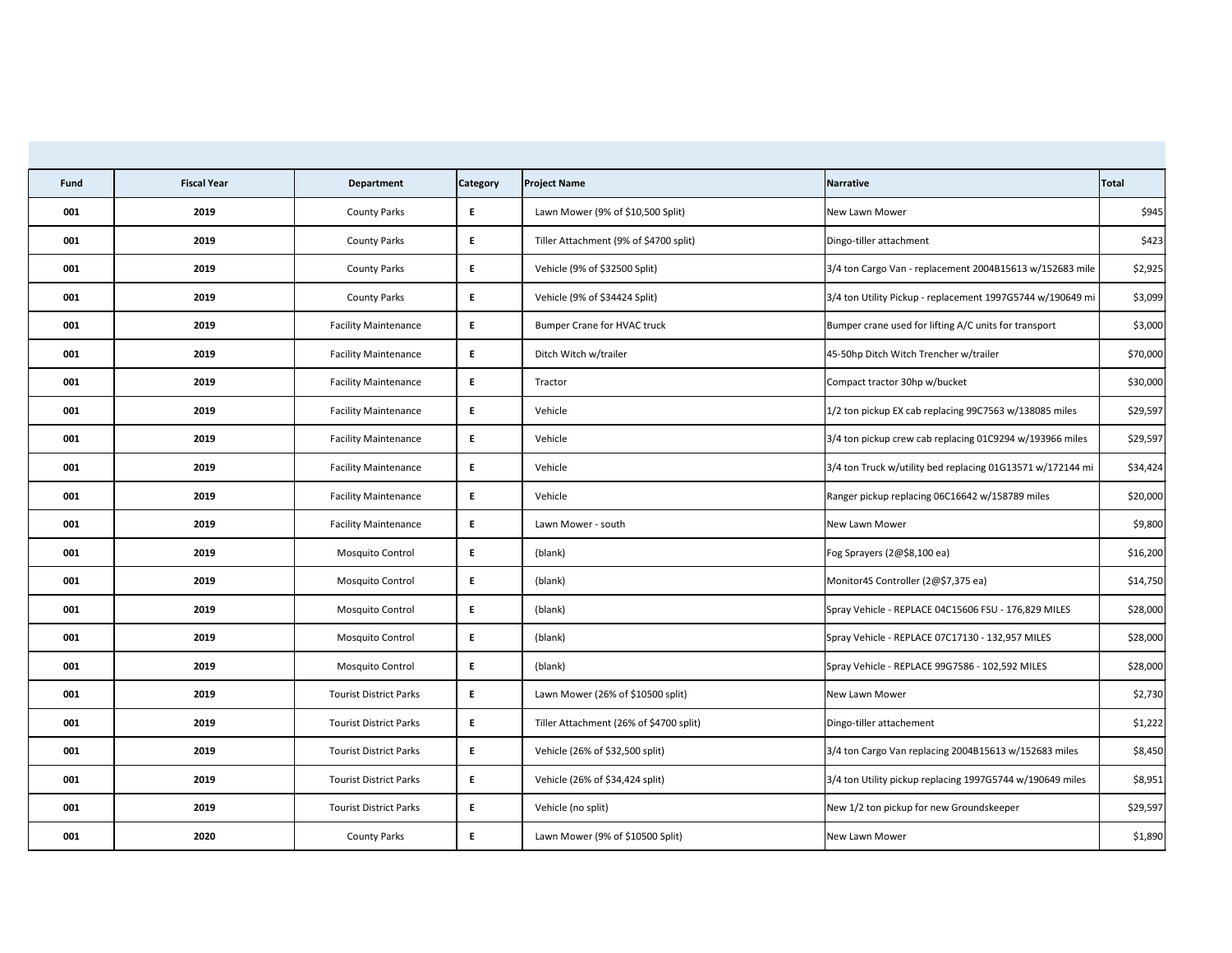| Fund | Fiscal Year | Department | Category | Project Name | Narrative | Total |
|---|---|---|---|---|---|---|
| 001 | 2019 | County Parks | E | Lawn Mower (9% of $10,500 Split) | New Lawn Mower | $945 |
| 001 | 2019 | County Parks | E | Tiller Attachment (9% of $4700 split) | Dingo-tiller attachment | $423 |
| 001 | 2019 | County Parks | E | Vehicle (9% of $32500 Split) | 3/4 ton Cargo Van - replacement 2004B15613 w/152683 mile | $2,925 |
| 001 | 2019 | County Parks | E | Vehicle (9% of $34424 Split) | 3/4 ton Utility Pickup - replacement 1997G5744 w/190649 mi | $3,099 |
| 001 | 2019 | Facility Maintenance | E | Bumper Crane for HVAC truck | Bumper crane used for lifting A/C units for transport | $3,000 |
| 001 | 2019 | Facility Maintenance | E | Ditch Witch w/trailer | 45-50hp Ditch Witch Trencher w/trailer | $70,000 |
| 001 | 2019 | Facility Maintenance | E | Tractor | Compact tractor 30hp w/bucket | $30,000 |
| 001 | 2019 | Facility Maintenance | E | Vehicle | 1/2 ton pickup EX cab replacing 99C7563 w/138085 miles | $29,597 |
| 001 | 2019 | Facility Maintenance | E | Vehicle | 3/4 ton pickup crew cab replacing 01C9294 w/193966 miles | $29,597 |
| 001 | 2019 | Facility Maintenance | E | Vehicle | 3/4 ton Truck w/utility bed replacing 01G13571 w/172144 mi | $34,424 |
| 001 | 2019 | Facility Maintenance | E | Vehicle | Ranger pickup replacing 06C16642 w/158789 miles | $20,000 |
| 001 | 2019 | Facility Maintenance | E | Lawn Mower - south | New Lawn Mower | $9,800 |
| 001 | 2019 | Mosquito Control | E | (blank) | Fog Sprayers (2@$8,100 ea) | $16,200 |
| 001 | 2019 | Mosquito Control | E | (blank) | Monitor4S Controller (2@$7,375 ea) | $14,750 |
| 001 | 2019 | Mosquito Control | E | (blank) | Spray Vehicle - REPLACE 04C15606 FSU - 176,829 MILES | $28,000 |
| 001 | 2019 | Mosquito Control | E | (blank) | Spray Vehicle - REPLACE 07C17130 - 132,957 MILES | $28,000 |
| 001 | 2019 | Mosquito Control | E | (blank) | Spray Vehicle - REPLACE 99G7586 - 102,592 MILES | $28,000 |
| 001 | 2019 | Tourist District Parks | E | Lawn Mower (26% of $10500 split) | New Lawn Mower | $2,730 |
| 001 | 2019 | Tourist District Parks | E | Tiller Attachment (26% of $4700 split) | Dingo-tiller attachement | $1,222 |
| 001 | 2019 | Tourist District Parks | E | Vehicle (26% of $32,500 split) | 3/4 ton Cargo Van replacing 2004B15613 w/152683 miles | $8,450 |
| 001 | 2019 | Tourist District Parks | E | Vehicle (26% of $34,424 split) | 3/4 ton Utility pickup replacing 1997G5744 w/190649 miles | $8,951 |
| 001 | 2019 | Tourist District Parks | E | Vehicle (no split) | New 1/2 ton pickup for new Groundskeeper | $29,597 |
| 001 | 2020 | County Parks | E | Lawn Mower (9% of $10500 Split) | New Lawn Mower | $1,890 |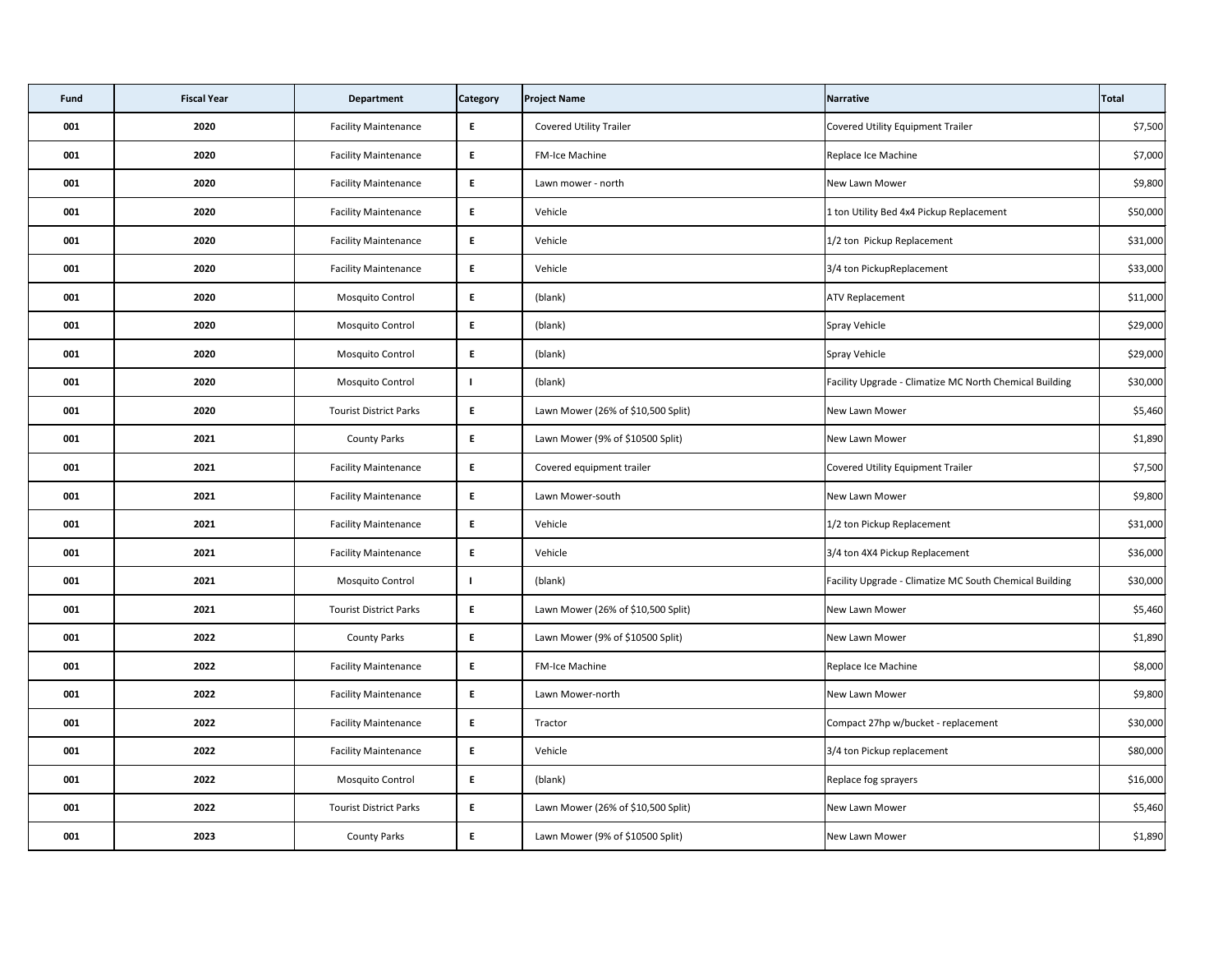| Fund | Fiscal Year | Department | Category | Project Name | Narrative | Total |
|---|---|---|---|---|---|---|
| 001 | 2020 | Facility Maintenance | E | Covered Utility Trailer | Covered Utility Equipment Trailer | $7,500 |
| 001 | 2020 | Facility Maintenance | E | FM-Ice Machine | Replace Ice Machine | $7,000 |
| 001 | 2020 | Facility Maintenance | E | Lawn mower - north | New Lawn Mower | $9,800 |
| 001 | 2020 | Facility Maintenance | E | Vehicle | 1 ton Utility Bed 4x4 Pickup Replacement | $50,000 |
| 001 | 2020 | Facility Maintenance | E | Vehicle | 1/2 ton Pickup Replacement | $31,000 |
| 001 | 2020 | Facility Maintenance | E | Vehicle | 3/4 ton PickupReplacement | $33,000 |
| 001 | 2020 | Mosquito Control | E | (blank) | ATV Replacement | $11,000 |
| 001 | 2020 | Mosquito Control | E | (blank) | Spray Vehicle | $29,000 |
| 001 | 2020 | Mosquito Control | E | (blank) | Spray Vehicle | $29,000 |
| 001 | 2020 | Mosquito Control | I | (blank) | Facility Upgrade - Climatize MC North Chemical Building | $30,000 |
| 001 | 2020 | Tourist District Parks | E | Lawn Mower (26% of $10,500 Split) | New Lawn Mower | $5,460 |
| 001 | 2021 | County Parks | E | Lawn Mower (9% of $10500 Split) | New Lawn Mower | $1,890 |
| 001 | 2021 | Facility Maintenance | E | Covered equipment trailer | Covered Utility Equipment Trailer | $7,500 |
| 001 | 2021 | Facility Maintenance | E | Lawn Mower-south | New Lawn Mower | $9,800 |
| 001 | 2021 | Facility Maintenance | E | Vehicle | 1/2 ton Pickup Replacement | $31,000 |
| 001 | 2021 | Facility Maintenance | E | Vehicle | 3/4 ton 4X4 Pickup Replacement | $36,000 |
| 001 | 2021 | Mosquito Control | I | (blank) | Facility Upgrade - Climatize MC South Chemical Building | $30,000 |
| 001 | 2021 | Tourist District Parks | E | Lawn Mower (26% of $10,500 Split) | New Lawn Mower | $5,460 |
| 001 | 2022 | County Parks | E | Lawn Mower (9% of $10500 Split) | New Lawn Mower | $1,890 |
| 001 | 2022 | Facility Maintenance | E | FM-Ice Machine | Replace Ice Machine | $8,000 |
| 001 | 2022 | Facility Maintenance | E | Lawn Mower-north | New Lawn Mower | $9,800 |
| 001 | 2022 | Facility Maintenance | E | Tractor | Compact 27hp w/bucket - replacement | $30,000 |
| 001 | 2022 | Facility Maintenance | E | Vehicle | 3/4 ton Pickup replacement | $80,000 |
| 001 | 2022 | Mosquito Control | E | (blank) | Replace fog sprayers | $16,000 |
| 001 | 2022 | Tourist District Parks | E | Lawn Mower (26% of $10,500 Split) | New Lawn Mower | $5,460 |
| 001 | 2023 | County Parks | E | Lawn Mower (9% of $10500 Split) | New Lawn Mower | $1,890 |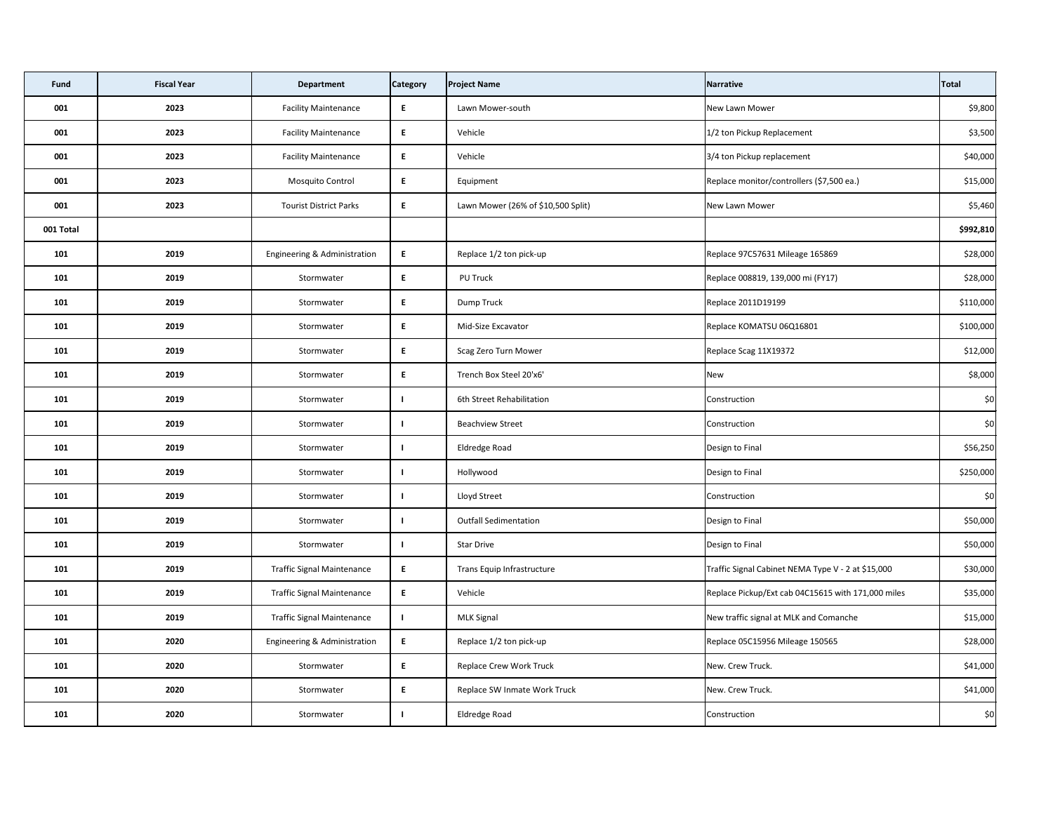| Fund | Fiscal Year | Department | Category | Project Name | Narrative | Total |
|---|---|---|---|---|---|---|
| 001 | 2023 | Facility Maintenance | E | Lawn Mower-south | New Lawn Mower | $9,800 |
| 001 | 2023 | Facility Maintenance | E | Vehicle | 1/2 ton Pickup Replacement | $3,500 |
| 001 | 2023 | Facility Maintenance | E | Vehicle | 3/4 ton Pickup replacement | $40,000 |
| 001 | 2023 | Mosquito Control | E | Equipment | Replace monitor/controllers ($7,500 ea.) | $15,000 |
| 001 | 2023 | Tourist District Parks | E | Lawn Mower (26% of $10,500 Split) | New Lawn Mower | $5,460 |
| 001 Total | | | | | | $992,810 |
| 101 | 2019 | Engineering & Administration | E | Replace 1/2 ton pick-up | Replace 97C57631 Mileage 165869 | $28,000 |
| 101 | 2019 | Stormwater | E | PU Truck | Replace 008819, 139,000 mi (FY17) | $28,000 |
| 101 | 2019 | Stormwater | E | Dump Truck | Replace 2011D19199 | $110,000 |
| 101 | 2019 | Stormwater | E | Mid-Size Excavator | Replace KOMATSU 06Q16801 | $100,000 |
| 101 | 2019 | Stormwater | E | Scag Zero Turn Mower | Replace Scag 11X19372 | $12,000 |
| 101 | 2019 | Stormwater | E | Trench Box Steel 20'x6' | New | $8,000 |
| 101 | 2019 | Stormwater | I | 6th Street Rehabilitation | Construction | $0 |
| 101 | 2019 | Stormwater | I | Beachview Street | Construction | $0 |
| 101 | 2019 | Stormwater | I | Eldredge Road | Design to Final | $56,250 |
| 101 | 2019 | Stormwater | I | Hollywood | Design to Final | $250,000 |
| 101 | 2019 | Stormwater | I | Lloyd Street | Construction | $0 |
| 101 | 2019 | Stormwater | I | Outfall Sedimentation | Design to Final | $50,000 |
| 101 | 2019 | Stormwater | I | Star Drive | Design to Final | $50,000 |
| 101 | 2019 | Traffic Signal Maintenance | E | Trans Equip Infrastructure | Traffic Signal Cabinet NEMA Type V - 2 at $15,000 | $30,000 |
| 101 | 2019 | Traffic Signal Maintenance | E | Vehicle | Replace Pickup/Ext cab 04C15615 with 171,000 miles | $35,000 |
| 101 | 2019 | Traffic Signal Maintenance | I | MLK Signal | New traffic signal at MLK and Comanche | $15,000 |
| 101 | 2020 | Engineering & Administration | E | Replace 1/2 ton pick-up | Replace 05C15956 Mileage 150565 | $28,000 |
| 101 | 2020 | Stormwater | E | Replace Crew Work Truck | New. Crew Truck. | $41,000 |
| 101 | 2020 | Stormwater | E | Replace SW Inmate Work Truck | New. Crew Truck. | $41,000 |
| 101 | 2020 | Stormwater | I | Eldredge Road | Construction | $0 |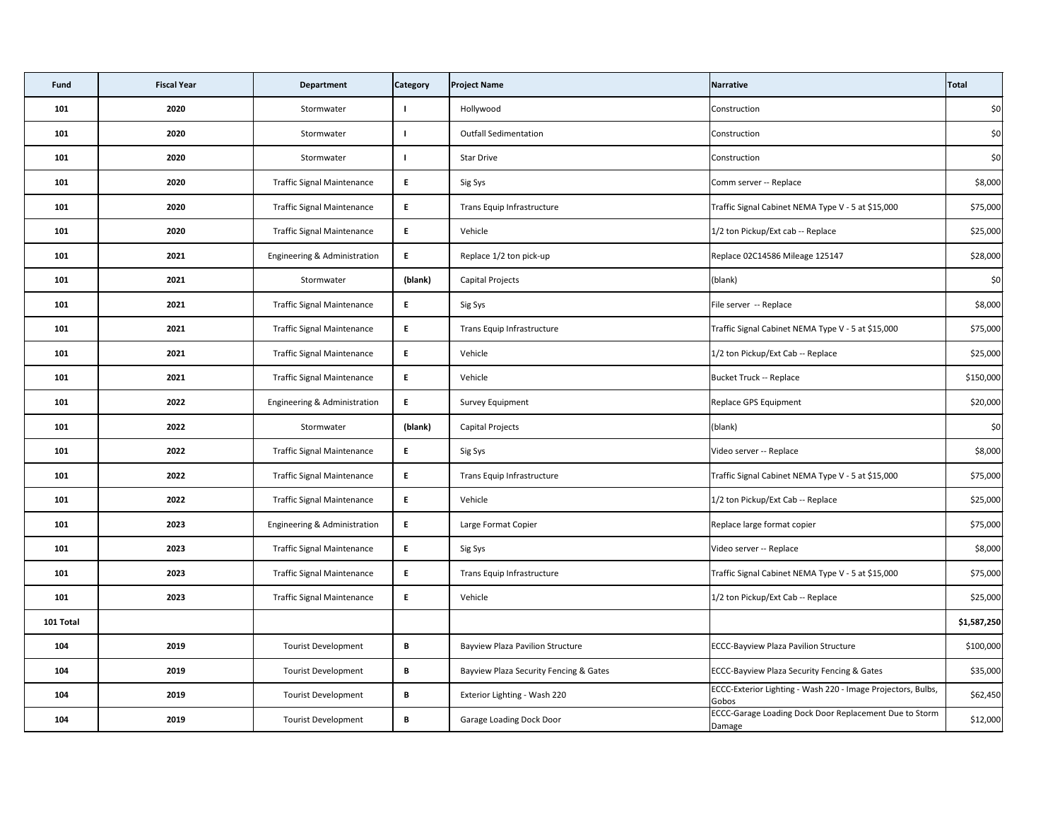| Fund | Fiscal Year | Department | Category | Project Name | Narrative | Total |
|---|---|---|---|---|---|---|
| 101 | 2020 | Stormwater | I | Hollywood | Construction | $0 |
| 101 | 2020 | Stormwater | I | Outfall Sedimentation | Construction | $0 |
| 101 | 2020 | Stormwater | I | Star Drive | Construction | $0 |
| 101 | 2020 | Traffic Signal Maintenance | E | Sig Sys | Comm server -- Replace | $8,000 |
| 101 | 2020 | Traffic Signal Maintenance | E | Trans Equip Infrastructure | Traffic Signal Cabinet NEMA Type V - 5 at $15,000 | $75,000 |
| 101 | 2020 | Traffic Signal Maintenance | E | Vehicle | 1/2 ton Pickup/Ext cab -- Replace | $25,000 |
| 101 | 2021 | Engineering & Administration | E | Replace 1/2 ton pick-up | Replace 02C14586 Mileage 125147 | $28,000 |
| 101 | 2021 | Stormwater | (blank) | Capital Projects | (blank) | $0 |
| 101 | 2021 | Traffic Signal Maintenance | E | Sig Sys | File server -- Replace | $8,000 |
| 101 | 2021 | Traffic Signal Maintenance | E | Trans Equip Infrastructure | Traffic Signal Cabinet NEMA Type V - 5 at $15,000 | $75,000 |
| 101 | 2021 | Traffic Signal Maintenance | E | Vehicle | 1/2 ton Pickup/Ext Cab -- Replace | $25,000 |
| 101 | 2021 | Traffic Signal Maintenance | E | Vehicle | Bucket Truck -- Replace | $150,000 |
| 101 | 2022 | Engineering & Administration | E | Survey Equipment | Replace GPS Equipment | $20,000 |
| 101 | 2022 | Stormwater | (blank) | Capital Projects | (blank) | $0 |
| 101 | 2022 | Traffic Signal Maintenance | E | Sig Sys | Video server -- Replace | $8,000 |
| 101 | 2022 | Traffic Signal Maintenance | E | Trans Equip Infrastructure | Traffic Signal Cabinet NEMA Type V - 5 at $15,000 | $75,000 |
| 101 | 2022 | Traffic Signal Maintenance | E | Vehicle | 1/2 ton Pickup/Ext Cab -- Replace | $25,000 |
| 101 | 2023 | Engineering & Administration | E | Large Format Copier | Replace large format copier | $75,000 |
| 101 | 2023 | Traffic Signal Maintenance | E | Sig Sys | Video server -- Replace | $8,000 |
| 101 | 2023 | Traffic Signal Maintenance | E | Trans Equip Infrastructure | Traffic Signal Cabinet NEMA Type V - 5 at $15,000 | $75,000 |
| 101 | 2023 | Traffic Signal Maintenance | E | Vehicle | 1/2 ton Pickup/Ext Cab -- Replace | $25,000 |
| 101 Total | | | | | | $1,587,250 |
| 104 | 2019 | Tourist Development | B | Bayview Plaza Pavilion Structure | ECCC-Bayview Plaza Pavilion Structure | $100,000 |
| 104 | 2019 | Tourist Development | B | Bayview Plaza Security Fencing & Gates | ECCC-Bayview Plaza Security Fencing & Gates | $35,000 |
| 104 | 2019 | Tourist Development | B | Exterior Lighting - Wash 220 | ECCC-Exterior Lighting - Wash 220 - Image Projectors, Bulbs, Gobos | $62,450 |
| 104 | 2019 | Tourist Development | B | Garage Loading Dock Door | ECCC-Garage Loading Dock Door Replacement Due to Storm Damage | $12,000 |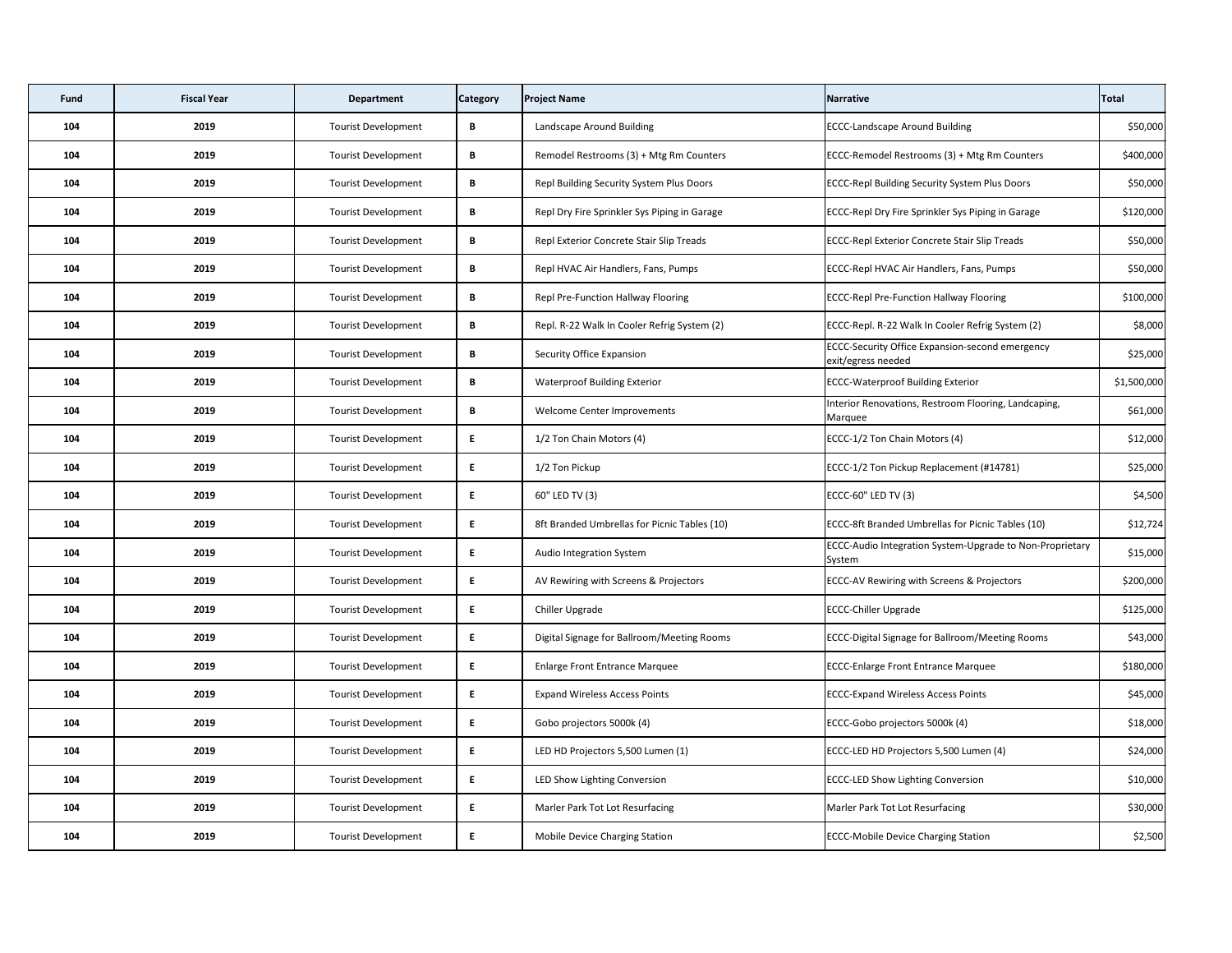| Fund | Fiscal Year | Department | Category | Project Name | Narrative | Total |
|---|---|---|---|---|---|---|
| 104 | 2019 | Tourist Development | B | Landscape Around Building | ECCC-Landscape Around Building | $50,000 |
| 104 | 2019 | Tourist Development | B | Remodel Restrooms (3) + Mtg Rm Counters | ECCC-Remodel Restrooms (3) + Mtg Rm Counters | $400,000 |
| 104 | 2019 | Tourist Development | B | Repl Building Security System Plus Doors | ECCC-Repl Building Security System Plus Doors | $50,000 |
| 104 | 2019 | Tourist Development | B | Repl Dry Fire Sprinkler Sys Piping in Garage | ECCC-Repl Dry Fire Sprinkler Sys Piping in Garage | $120,000 |
| 104 | 2019 | Tourist Development | B | Repl Exterior Concrete Stair Slip Treads | ECCC-Repl Exterior Concrete Stair Slip Treads | $50,000 |
| 104 | 2019 | Tourist Development | B | Repl HVAC Air Handlers, Fans, Pumps | ECCC-Repl HVAC Air Handlers, Fans, Pumps | $50,000 |
| 104 | 2019 | Tourist Development | B | Repl Pre-Function Hallway Flooring | ECCC-Repl Pre-Function Hallway Flooring | $100,000 |
| 104 | 2019 | Tourist Development | B | Repl. R-22 Walk In Cooler Refrig System (2) | ECCC-Repl. R-22 Walk In Cooler Refrig System (2) | $8,000 |
| 104 | 2019 | Tourist Development | B | Security Office Expansion | ECCC-Security Office Expansion-second emergency exit/egress needed | $25,000 |
| 104 | 2019 | Tourist Development | B | Waterproof Building Exterior | ECCC-Waterproof Building Exterior | $1,500,000 |
| 104 | 2019 | Tourist Development | B | Welcome Center Improvements | Interior Renovations, Restroom Flooring, Landcaping, Marquee | $61,000 |
| 104 | 2019 | Tourist Development | E | 1/2 Ton Chain Motors (4) | ECCC-1/2 Ton Chain Motors (4) | $12,000 |
| 104 | 2019 | Tourist Development | E | 1/2 Ton Pickup | ECCC-1/2 Ton Pickup Replacement (#14781) | $25,000 |
| 104 | 2019 | Tourist Development | E | 60" LED TV (3) | ECCC-60" LED TV (3) | $4,500 |
| 104 | 2019 | Tourist Development | E | 8ft Branded Umbrellas for Picnic Tables (10) | ECCC-8ft Branded Umbrellas for Picnic Tables (10) | $12,724 |
| 104 | 2019 | Tourist Development | E | Audio Integration System | ECCC-Audio Integration System-Upgrade to Non-Proprietary System | $15,000 |
| 104 | 2019 | Tourist Development | E | AV Rewiring with Screens & Projectors | ECCC-AV Rewiring with Screens & Projectors | $200,000 |
| 104 | 2019 | Tourist Development | E | Chiller Upgrade | ECCC-Chiller Upgrade | $125,000 |
| 104 | 2019 | Tourist Development | E | Digital Signage for Ballroom/Meeting Rooms | ECCC-Digital Signage for Ballroom/Meeting Rooms | $43,000 |
| 104 | 2019 | Tourist Development | E | Enlarge Front Entrance Marquee | ECCC-Enlarge Front Entrance Marquee | $180,000 |
| 104 | 2019 | Tourist Development | E | Expand Wireless Access Points | ECCC-Expand Wireless Access Points | $45,000 |
| 104 | 2019 | Tourist Development | E | Gobo projectors 5000k (4) | ECCC-Gobo projectors 5000k (4) | $18,000 |
| 104 | 2019 | Tourist Development | E | LED HD Projectors 5,500 Lumen (1) | ECCC-LED HD Projectors 5,500 Lumen (4) | $24,000 |
| 104 | 2019 | Tourist Development | E | LED Show Lighting Conversion | ECCC-LED Show Lighting Conversion | $10,000 |
| 104 | 2019 | Tourist Development | E | Marler Park Tot Lot Resurfacing | Marler Park Tot Lot Resurfacing | $30,000 |
| 104 | 2019 | Tourist Development | E | Mobile Device Charging Station | ECCC-Mobile Device Charging Station | $2,500 |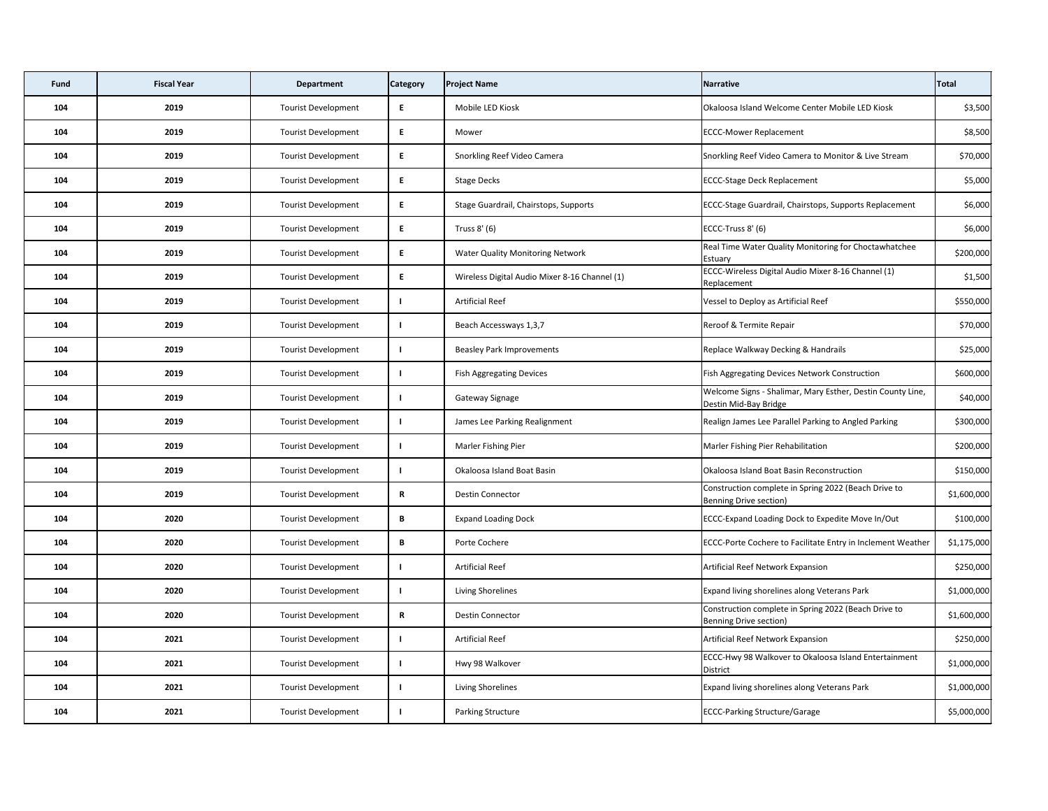| Fund | Fiscal Year | Department | Category | Project Name | Narrative | Total |
|---|---|---|---|---|---|---|
| 104 | 2019 | Tourist Development | E | Mobile LED Kiosk | Okaloosa Island Welcome Center Mobile LED Kiosk | $3,500 |
| 104 | 2019 | Tourist Development | E | Mower | ECCC-Mower Replacement | $8,500 |
| 104 | 2019 | Tourist Development | E | Snorkling Reef Video Camera | Snorkling Reef Video Camera to Monitor & Live Stream | $70,000 |
| 104 | 2019 | Tourist Development | E | Stage Decks | ECCC-Stage Deck Replacement | $5,000 |
| 104 | 2019 | Tourist Development | E | Stage Guardrail, Chairstops, Supports | ECCC-Stage Guardrail, Chairstops, Supports Replacement | $6,000 |
| 104 | 2019 | Tourist Development | E | Truss 8' (6) | ECCC-Truss 8' (6) | $6,000 |
| 104 | 2019 | Tourist Development | E | Water Quality Monitoring Network | Real Time Water Quality Monitoring for Choctawhatchee Estuary | $200,000 |
| 104 | 2019 | Tourist Development | E | Wireless Digital Audio Mixer 8-16 Channel (1) | ECCC-Wireless Digital Audio Mixer 8-16 Channel (1) Replacement | $1,500 |
| 104 | 2019 | Tourist Development | I | Artificial Reef | Vessel to Deploy as Artificial Reef | $550,000 |
| 104 | 2019 | Tourist Development | I | Beach Accessways 1,3,7 | Reroof & Termite Repair | $70,000 |
| 104 | 2019 | Tourist Development | I | Beasley Park Improvements | Replace Walkway Decking & Handrails | $25,000 |
| 104 | 2019 | Tourist Development | I | Fish Aggregating Devices | Fish Aggregating Devices Network Construction | $600,000 |
| 104 | 2019 | Tourist Development | I | Gateway Signage | Welcome Signs - Shalimar, Mary Esther, Destin County Line, Destin Mid-Bay Bridge | $40,000 |
| 104 | 2019 | Tourist Development | I | James Lee Parking Realignment | Realign James Lee Parallel Parking to Angled Parking | $300,000 |
| 104 | 2019 | Tourist Development | I | Marler Fishing Pier | Marler Fishing Pier Rehabilitation | $200,000 |
| 104 | 2019 | Tourist Development | I | Okaloosa Island Boat Basin | Okaloosa Island Boat Basin Reconstruction | $150,000 |
| 104 | 2019 | Tourist Development | R | Destin Connector | Construction complete in Spring 2022 (Beach Drive to Benning Drive section) | $1,600,000 |
| 104 | 2020 | Tourist Development | B | Expand Loading Dock | ECCC-Expand Loading Dock to Expedite Move In/Out | $100,000 |
| 104 | 2020 | Tourist Development | B | Porte Cochere | ECCC-Porte Cochere to Facilitate Entry in Inclement Weather | $1,175,000 |
| 104 | 2020 | Tourist Development | I | Artificial Reef | Artificial Reef Network Expansion | $250,000 |
| 104 | 2020 | Tourist Development | I | Living Shorelines | Expand living shorelines along Veterans Park | $1,000,000 |
| 104 | 2020 | Tourist Development | R | Destin Connector | Construction complete in Spring 2022 (Beach Drive to Benning Drive section) | $1,600,000 |
| 104 | 2021 | Tourist Development | I | Artificial Reef | Artificial Reef Network Expansion | $250,000 |
| 104 | 2021 | Tourist Development | I | Hwy 98 Walkover | ECCC-Hwy 98 Walkover to Okaloosa Island Entertainment District | $1,000,000 |
| 104 | 2021 | Tourist Development | I | Living Shorelines | Expand living shorelines along Veterans Park | $1,000,000 |
| 104 | 2021 | Tourist Development | I | Parking Structure | ECCC-Parking Structure/Garage | $5,000,000 |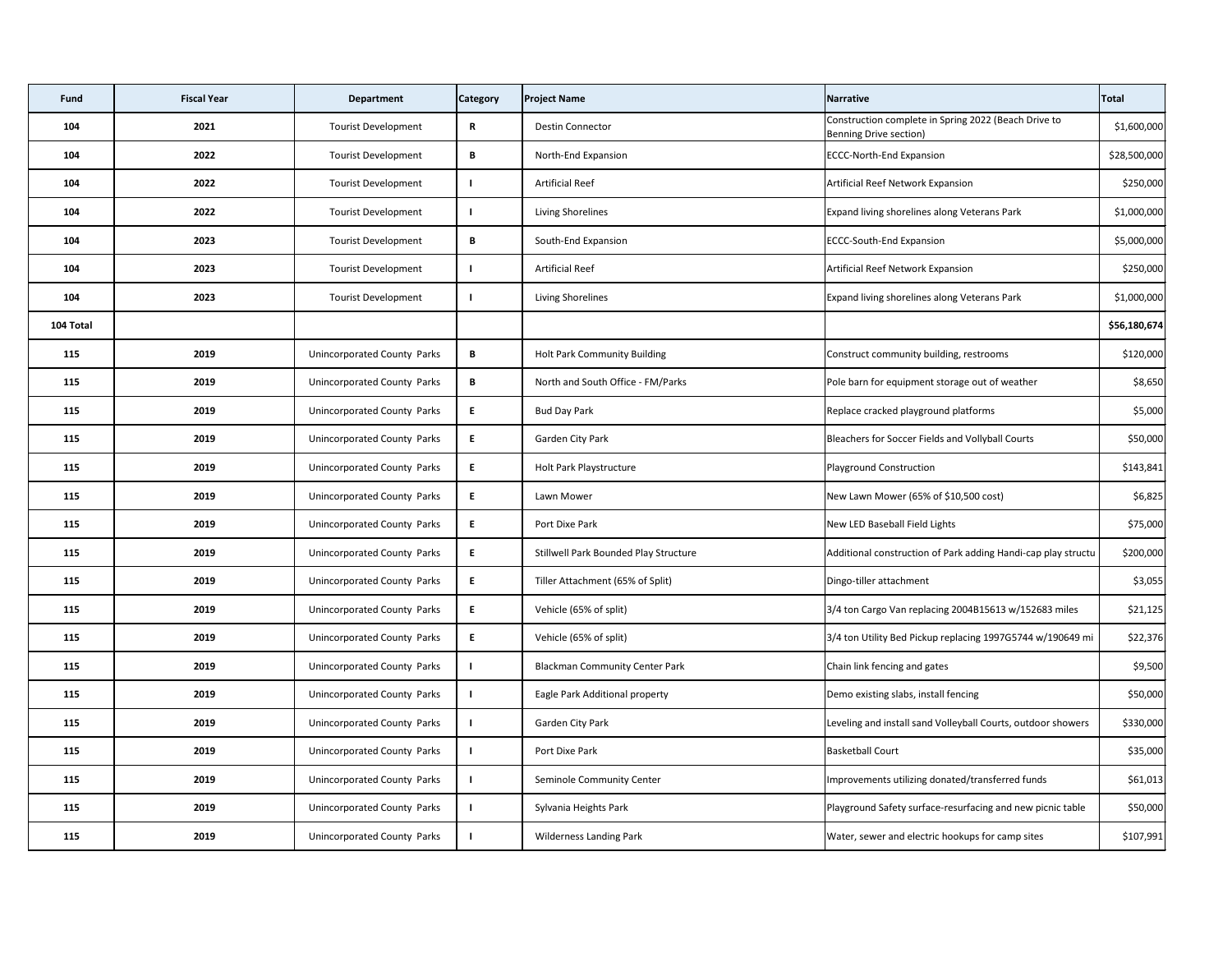| Fund | Fiscal Year | Department | Category | Project Name | Narrative | Total |
|---|---|---|---|---|---|---|
| 104 | 2021 | Tourist Development | R | Destin Connector | Construction complete in Spring 2022 (Beach Drive to Benning Drive section) | $1,600,000 |
| 104 | 2022 | Tourist Development | B | North-End Expansion | ECCC-North-End Expansion | $28,500,000 |
| 104 | 2022 | Tourist Development | I | Artificial Reef | Artificial Reef Network Expansion | $250,000 |
| 104 | 2022 | Tourist Development | I | Living Shorelines | Expand living shorelines along Veterans Park | $1,000,000 |
| 104 | 2023 | Tourist Development | B | South-End Expansion | ECCC-South-End Expansion | $5,000,000 |
| 104 | 2023 | Tourist Development | I | Artificial Reef | Artificial Reef Network Expansion | $250,000 |
| 104 | 2023 | Tourist Development | I | Living Shorelines | Expand living shorelines along Veterans Park | $1,000,000 |
| 104 Total | | | | | | $56,180,674 |
| 115 | 2019 | Unincorporated County Parks | B | Holt Park Community Building | Construct community building, restrooms | $120,000 |
| 115 | 2019 | Unincorporated County Parks | B | North and South Office - FM/Parks | Pole barn for equipment storage out of weather | $8,650 |
| 115 | 2019 | Unincorporated County Parks | E | Bud Day Park | Replace cracked playground platforms | $5,000 |
| 115 | 2019 | Unincorporated County Parks | E | Garden City Park | Bleachers for Soccer Fields and Vollyball Courts | $50,000 |
| 115 | 2019 | Unincorporated County Parks | E | Holt Park Playstructure | Playground Construction | $143,841 |
| 115 | 2019 | Unincorporated County Parks | E | Lawn Mower | New Lawn Mower (65% of $10,500 cost) | $6,825 |
| 115 | 2019 | Unincorporated County Parks | E | Port Dixe Park | New LED Baseball Field Lights | $75,000 |
| 115 | 2019 | Unincorporated County Parks | E | Stillwell Park Bounded Play Structure | Additional construction of Park adding Handi-cap play structu | $200,000 |
| 115 | 2019 | Unincorporated County Parks | E | Tiller Attachment (65% of Split) | Dingo-tiller attachment | $3,055 |
| 115 | 2019 | Unincorporated County Parks | E | Vehicle (65% of split) | 3/4 ton Cargo Van replacing 2004B15613 w/152683 miles | $21,125 |
| 115 | 2019 | Unincorporated County Parks | E | Vehicle (65% of split) | 3/4 ton Utility Bed Pickup replacing 1997G5744 w/190649 mi | $22,376 |
| 115 | 2019 | Unincorporated County Parks | I | Blackman Community Center Park | Chain link fencing and gates | $9,500 |
| 115 | 2019 | Unincorporated County Parks | I | Eagle Park Additional property | Demo existing slabs, install fencing | $50,000 |
| 115 | 2019 | Unincorporated County Parks | I | Garden City Park | Leveling and install sand Volleyball Courts, outdoor showers | $330,000 |
| 115 | 2019 | Unincorporated County Parks | I | Port Dixe Park | Basketball Court | $35,000 |
| 115 | 2019 | Unincorporated County Parks | I | Seminole Community Center | Improvements utilizing donated/transferred funds | $61,013 |
| 115 | 2019 | Unincorporated County Parks | I | Sylvania Heights Park | Playground Safety surface-resurfacing and new picnic table | $50,000 |
| 115 | 2019 | Unincorporated County Parks | I | Wilderness Landing Park | Water, sewer and electric hookups for camp sites | $107,991 |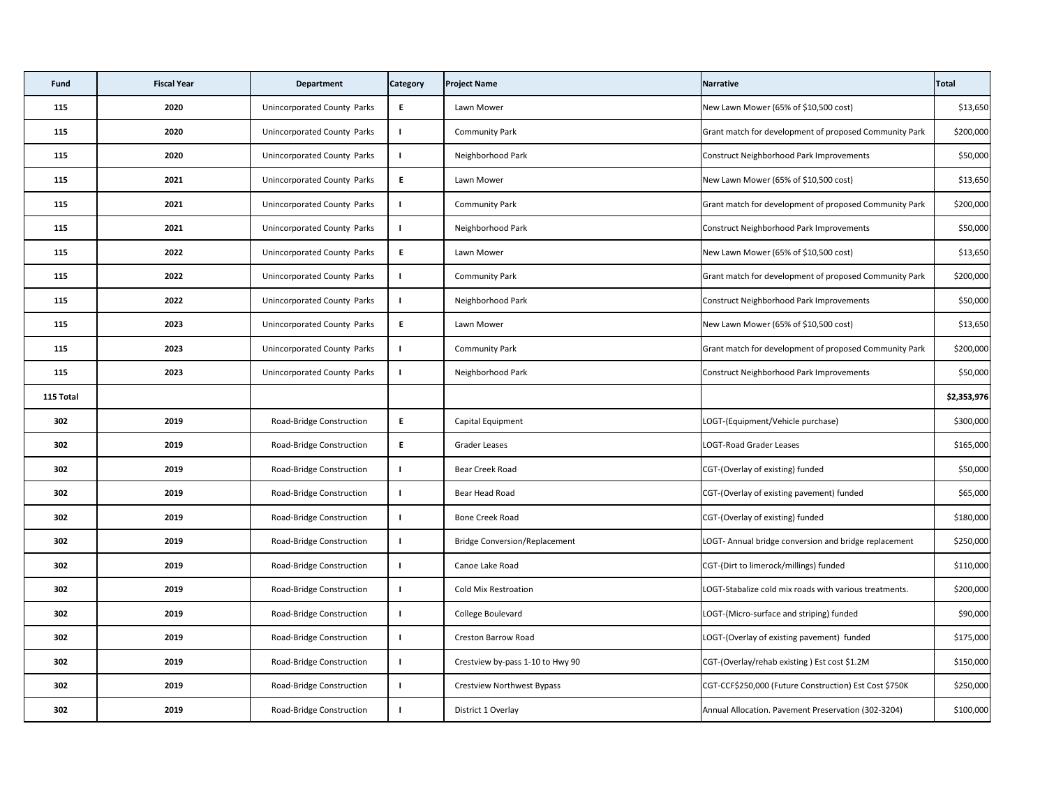| Fund | Fiscal Year | Department | Category | Project Name | Narrative | Total |
|---|---|---|---|---|---|---|
| 115 | 2020 | Unincorporated County Parks | E | Lawn Mower | New Lawn Mower (65% of $10,500 cost) | $13,650 |
| 115 | 2020 | Unincorporated County Parks | I | Community Park | Grant match for development of proposed Community Park | $200,000 |
| 115 | 2020 | Unincorporated County Parks | I | Neighborhood Park | Construct Neighborhood Park Improvements | $50,000 |
| 115 | 2021 | Unincorporated County Parks | E | Lawn Mower | New Lawn Mower (65% of $10,500 cost) | $13,650 |
| 115 | 2021 | Unincorporated County Parks | I | Community Park | Grant match for development of proposed Community Park | $200,000 |
| 115 | 2021 | Unincorporated County Parks | I | Neighborhood Park | Construct Neighborhood Park Improvements | $50,000 |
| 115 | 2022 | Unincorporated County Parks | E | Lawn Mower | New Lawn Mower (65% of $10,500 cost) | $13,650 |
| 115 | 2022 | Unincorporated County Parks | I | Community Park | Grant match for development of proposed Community Park | $200,000 |
| 115 | 2022 | Unincorporated County Parks | I | Neighborhood Park | Construct Neighborhood Park Improvements | $50,000 |
| 115 | 2023 | Unincorporated County Parks | E | Lawn Mower | New Lawn Mower (65% of $10,500 cost) | $13,650 |
| 115 | 2023 | Unincorporated County Parks | I | Community Park | Grant match for development of proposed Community Park | $200,000 |
| 115 | 2023 | Unincorporated County Parks | I | Neighborhood Park | Construct Neighborhood Park Improvements | $50,000 |
| **115 Total** | | | | | | **$2,353,976** |
| 302 | 2019 | Road-Bridge Construction | E | Capital Equipment | LOGT-(Equipment/Vehicle purchase) | $300,000 |
| 302 | 2019 | Road-Bridge Construction | E | Grader Leases | LOGT-Road Grader Leases | $165,000 |
| 302 | 2019 | Road-Bridge Construction | I | Bear Creek Road | CGT-(Overlay of existing) funded | $50,000 |
| 302 | 2019 | Road-Bridge Construction | I | Bear Head Road | CGT-(Overlay of existing pavement) funded | $65,000 |
| 302 | 2019 | Road-Bridge Construction | I | Bone Creek Road | CGT-(Overlay of existing) funded | $180,000 |
| 302 | 2019 | Road-Bridge Construction | I | Bridge Conversion/Replacement | LOGT- Annual bridge conversion and bridge replacement | $250,000 |
| 302 | 2019 | Road-Bridge Construction | I | Canoe Lake Road | CGT-(Dirt to limerock/millings) funded | $110,000 |
| 302 | 2019 | Road-Bridge Construction | I | Cold Mix Restroation | LOGT-Stabalize cold mix roads with various treatments. | $200,000 |
| 302 | 2019 | Road-Bridge Construction | I | College Boulevard | LOGT-(Micro-surface and striping) funded | $90,000 |
| 302 | 2019 | Road-Bridge Construction | I | Creston Barrow Road | LOGT-(Overlay of existing pavement) funded | $175,000 |
| 302 | 2019 | Road-Bridge Construction | I | Crestview by-pass 1-10 to Hwy 90 | CGT-(Overlay/rehab existing ) Est cost $1.2M | $150,000 |
| 302 | 2019 | Road-Bridge Construction | I | Crestview Northwest Bypass | CGT-CCF$250,000 (Future Construction) Est Cost $750K | $250,000 |
| 302 | 2019 | Road-Bridge Construction | I | District 1 Overlay | Annual Allocation. Pavement Preservation (302-3204) | $100,000 |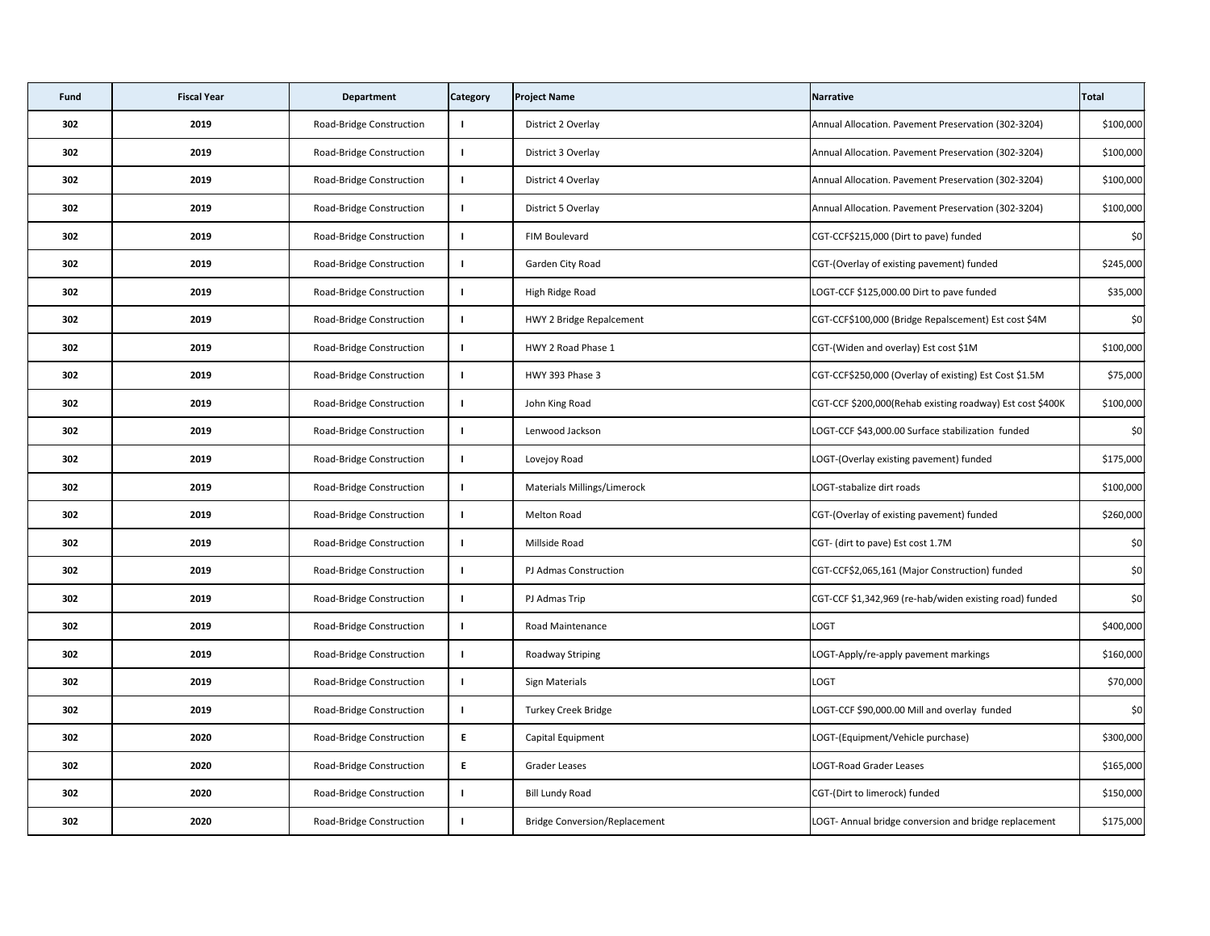| Fund | Fiscal Year | Department | Category | Project Name | Narrative | Total |
|---|---|---|---|---|---|---|
| 302 | 2019 | Road-Bridge Construction | I | District 2 Overlay | Annual Allocation. Pavement Preservation (302-3204) | $100,000 |
| 302 | 2019 | Road-Bridge Construction | I | District 3 Overlay | Annual Allocation. Pavement Preservation (302-3204) | $100,000 |
| 302 | 2019 | Road-Bridge Construction | I | District 4 Overlay | Annual Allocation. Pavement Preservation (302-3204) | $100,000 |
| 302 | 2019 | Road-Bridge Construction | I | District 5 Overlay | Annual Allocation. Pavement Preservation (302-3204) | $100,000 |
| 302 | 2019 | Road-Bridge Construction | I | FIM Boulevard | CGT-CCF$215,000 (Dirt to pave) funded | $0 |
| 302 | 2019 | Road-Bridge Construction | I | Garden City Road | CGT-(Overlay of existing pavement) funded | $245,000 |
| 302 | 2019 | Road-Bridge Construction | I | High Ridge Road | LOGT-CCF $125,000.00 Dirt to pave funded | $35,000 |
| 302 | 2019 | Road-Bridge Construction | I | HWY 2 Bridge Repalcement | CGT-CCF$100,000 (Bridge Repalscement) Est cost $4M | $0 |
| 302 | 2019 | Road-Bridge Construction | I | HWY 2 Road Phase 1 | CGT-(Widen and overlay) Est cost $1M | $100,000 |
| 302 | 2019 | Road-Bridge Construction | I | HWY 393 Phase 3 | CGT-CCF$250,000 (Overlay of existing) Est Cost $1.5M | $75,000 |
| 302 | 2019 | Road-Bridge Construction | I | John King Road | CGT-CCF $200,000(Rehab existing roadway) Est cost $400K | $100,000 |
| 302 | 2019 | Road-Bridge Construction | I | Lenwood Jackson | LOGT-CCF $43,000.00 Surface stabilization funded | $0 |
| 302 | 2019 | Road-Bridge Construction | I | Lovejoy Road | LOGT-(Overlay existing pavement) funded | $175,000 |
| 302 | 2019 | Road-Bridge Construction | I | Materials Millings/Limerock | LOGT-stabalize dirt roads | $100,000 |
| 302 | 2019 | Road-Bridge Construction | I | Melton Road | CGT-(Overlay of existing pavement) funded | $260,000 |
| 302 | 2019 | Road-Bridge Construction | I | Millside Road | CGT- (dirt to pave) Est cost 1.7M | $0 |
| 302 | 2019 | Road-Bridge Construction | I | PJ Admas Construction | CGT-CCF$2,065,161 (Major Construction) funded | $0 |
| 302 | 2019 | Road-Bridge Construction | I | PJ Admas Trip | CGT-CCF $1,342,969 (re-hab/widen existing road) funded | $0 |
| 302 | 2019 | Road-Bridge Construction | I | Road Maintenance | LOGT | $400,000 |
| 302 | 2019 | Road-Bridge Construction | I | Roadway Striping | LOGT-Apply/re-apply pavement markings | $160,000 |
| 302 | 2019 | Road-Bridge Construction | I | Sign Materials | LOGT | $70,000 |
| 302 | 2019 | Road-Bridge Construction | I | Turkey Creek Bridge | LOGT-CCF $90,000.00 Mill and overlay funded | $0 |
| 302 | 2020 | Road-Bridge Construction | E | Capital Equipment | LOGT-(Equipment/Vehicle purchase) | $300,000 |
| 302 | 2020 | Road-Bridge Construction | E | Grader Leases | LOGT-Road Grader Leases | $165,000 |
| 302 | 2020 | Road-Bridge Construction | I | Bill Lundy Road | CGT-(Dirt to limerock) funded | $150,000 |
| 302 | 2020 | Road-Bridge Construction | I | Bridge Conversion/Replacement | LOGT- Annual bridge conversion and bridge replacement | $175,000 |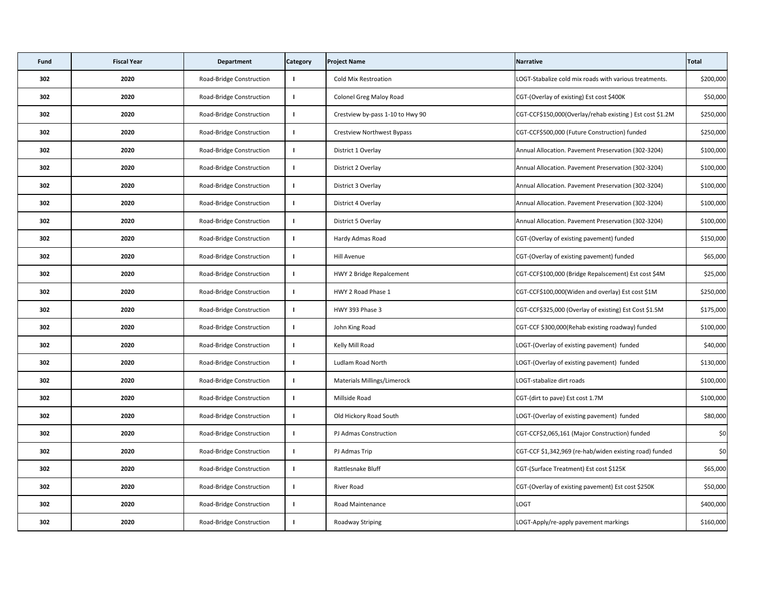| Fund | Fiscal Year | Department | Category | Project Name | Narrative | Total |
|---|---|---|---|---|---|---|
| 302 | 2020 | Road-Bridge Construction | I | Cold Mix Restroation | LOGT-Stabalize cold mix roads with various treatments. | $200,000 |
| 302 | 2020 | Road-Bridge Construction | I | Colonel Greg Maloy Road | CGT-(Overlay of existing) Est cost $400K | $50,000 |
| 302 | 2020 | Road-Bridge Construction | I | Crestview by-pass 1-10 to Hwy 90 | CGT-CCF$150,000(Overlay/rehab existing ) Est cost $1.2M | $250,000 |
| 302 | 2020 | Road-Bridge Construction | I | Crestview Northwest Bypass | CGT-CCF$500,000 (Future Construction) funded | $250,000 |
| 302 | 2020 | Road-Bridge Construction | I | District 1 Overlay | Annual Allocation. Pavement Preservation (302-3204) | $100,000 |
| 302 | 2020 | Road-Bridge Construction | I | District 2 Overlay | Annual Allocation. Pavement Preservation (302-3204) | $100,000 |
| 302 | 2020 | Road-Bridge Construction | I | District 3 Overlay | Annual Allocation. Pavement Preservation (302-3204) | $100,000 |
| 302 | 2020 | Road-Bridge Construction | I | District 4 Overlay | Annual Allocation. Pavement Preservation (302-3204) | $100,000 |
| 302 | 2020 | Road-Bridge Construction | I | District 5 Overlay | Annual Allocation. Pavement Preservation (302-3204) | $100,000 |
| 302 | 2020 | Road-Bridge Construction | I | Hardy Admas Road | CGT-(Overlay of existing pavement) funded | $150,000 |
| 302 | 2020 | Road-Bridge Construction | I | Hill Avenue | CGT-(Overlay of existing pavement) funded | $65,000 |
| 302 | 2020 | Road-Bridge Construction | I | HWY 2 Bridge Repalcement | CGT-CCF$100,000 (Bridge Repalscement) Est cost $4M | $25,000 |
| 302 | 2020 | Road-Bridge Construction | I | HWY 2 Road Phase 1 | CGT-CCF$100,000(Widen and overlay) Est cost $1M | $250,000 |
| 302 | 2020 | Road-Bridge Construction | I | HWY 393 Phase 3 | CGT-CCF$325,000 (Overlay of existing) Est Cost $1.5M | $175,000 |
| 302 | 2020 | Road-Bridge Construction | I | John King Road | CGT-CCF $300,000(Rehab existing roadway) funded | $100,000 |
| 302 | 2020 | Road-Bridge Construction | I | Kelly Mill Road | LOGT-(Overlay of existing pavement) funded | $40,000 |
| 302 | 2020 | Road-Bridge Construction | I | Ludlam Road North | LOGT-(Overlay of existing pavement) funded | $130,000 |
| 302 | 2020 | Road-Bridge Construction | I | Materials Millings/Limerock | LOGT-stabalize dirt roads | $100,000 |
| 302 | 2020 | Road-Bridge Construction | I | Millside Road | CGT-(dirt to pave) Est cost 1.7M | $100,000 |
| 302 | 2020 | Road-Bridge Construction | I | Old Hickory Road South | LOGT-(Overlay of existing pavement) funded | $80,000 |
| 302 | 2020 | Road-Bridge Construction | I | PJ Admas Construction | CGT-CCF$2,065,161 (Major Construction) funded | $0 |
| 302 | 2020 | Road-Bridge Construction | I | PJ Admas Trip | CGT-CCF $1,342,969 (re-hab/widen existing road) funded | $0 |
| 302 | 2020 | Road-Bridge Construction | I | Rattlesnake Bluff | CGT-(Surface Treatment) Est cost $125K | $65,000 |
| 302 | 2020 | Road-Bridge Construction | I | River Road | CGT-(Overlay of existing pavement) Est cost $250K | $50,000 |
| 302 | 2020 | Road-Bridge Construction | I | Road Maintenance | LOGT | $400,000 |
| 302 | 2020 | Road-Bridge Construction | I | Roadway Striping | LOGT-Apply/re-apply pavement markings | $160,000 |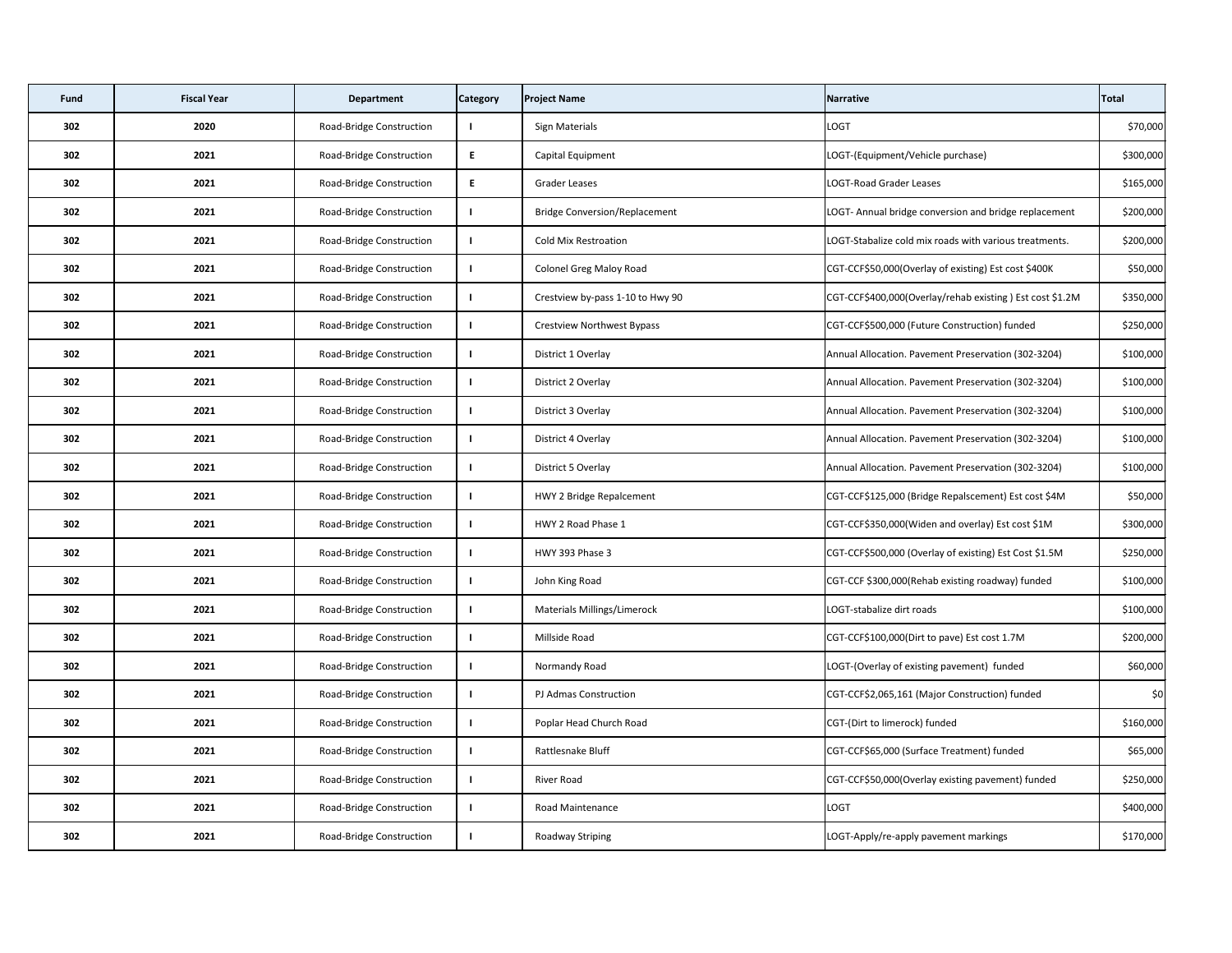| Fund | Fiscal Year | Department | Category | Project Name | Narrative | Total |
|---|---|---|---|---|---|---|
| 302 | 2020 | Road-Bridge Construction | I | Sign Materials | LOGT | $70,000 |
| 302 | 2021 | Road-Bridge Construction | E | Capital Equipment | LOGT-(Equipment/Vehicle purchase) | $300,000 |
| 302 | 2021 | Road-Bridge Construction | E | Grader Leases | LOGT-Road Grader Leases | $165,000 |
| 302 | 2021 | Road-Bridge Construction | I | Bridge Conversion/Replacement | LOGT- Annual bridge conversion and bridge replacement | $200,000 |
| 302 | 2021 | Road-Bridge Construction | I | Cold Mix Restroation | LOGT-Stabalize cold mix roads with various treatments. | $200,000 |
| 302 | 2021 | Road-Bridge Construction | I | Colonel Greg Maloy Road | CGT-CCF$50,000(Overlay of existing) Est cost $400K | $50,000 |
| 302 | 2021 | Road-Bridge Construction | I | Crestview by-pass 1-10 to Hwy 90 | CGT-CCF$400,000(Overlay/rehab existing ) Est cost $1.2M | $350,000 |
| 302 | 2021 | Road-Bridge Construction | I | Crestview Northwest Bypass | CGT-CCF$500,000 (Future Construction) funded | $250,000 |
| 302 | 2021 | Road-Bridge Construction | I | District 1 Overlay | Annual Allocation. Pavement Preservation (302-3204) | $100,000 |
| 302 | 2021 | Road-Bridge Construction | I | District 2 Overlay | Annual Allocation. Pavement Preservation (302-3204) | $100,000 |
| 302 | 2021 | Road-Bridge Construction | I | District 3 Overlay | Annual Allocation. Pavement Preservation (302-3204) | $100,000 |
| 302 | 2021 | Road-Bridge Construction | I | District 4 Overlay | Annual Allocation. Pavement Preservation (302-3204) | $100,000 |
| 302 | 2021 | Road-Bridge Construction | I | District 5 Overlay | Annual Allocation. Pavement Preservation (302-3204) | $100,000 |
| 302 | 2021 | Road-Bridge Construction | I | HWY 2 Bridge Repalcement | CGT-CCF$125,000 (Bridge Repalscement) Est cost $4M | $50,000 |
| 302 | 2021 | Road-Bridge Construction | I | HWY 2 Road Phase 1 | CGT-CCF$350,000(Widen and overlay) Est cost $1M | $300,000 |
| 302 | 2021 | Road-Bridge Construction | I | HWY 393 Phase 3 | CGT-CCF$500,000 (Overlay of existing) Est Cost $1.5M | $250,000 |
| 302 | 2021 | Road-Bridge Construction | I | John King Road | CGT-CCF $300,000(Rehab existing roadway) funded | $100,000 |
| 302 | 2021 | Road-Bridge Construction | I | Materials Millings/Limerock | LOGT-stabalize dirt roads | $100,000 |
| 302 | 2021 | Road-Bridge Construction | I | Millside Road | CGT-CCF$100,000(Dirt to pave) Est cost 1.7M | $200,000 |
| 302 | 2021 | Road-Bridge Construction | I | Normandy Road | LOGT-(Overlay of existing pavement) funded | $60,000 |
| 302 | 2021 | Road-Bridge Construction | I | PJ Admas Construction | CGT-CCF$2,065,161 (Major Construction) funded | $0 |
| 302 | 2021 | Road-Bridge Construction | I | Poplar Head Church Road | CGT-(Dirt to limerock) funded | $160,000 |
| 302 | 2021 | Road-Bridge Construction | I | Rattlesnake Bluff | CGT-CCF$65,000 (Surface Treatment) funded | $65,000 |
| 302 | 2021 | Road-Bridge Construction | I | River Road | CGT-CCF$50,000(Overlay existing pavement) funded | $250,000 |
| 302 | 2021 | Road-Bridge Construction | I | Road Maintenance | LOGT | $400,000 |
| 302 | 2021 | Road-Bridge Construction | I | Roadway Striping | LOGT-Apply/re-apply pavement markings | $170,000 |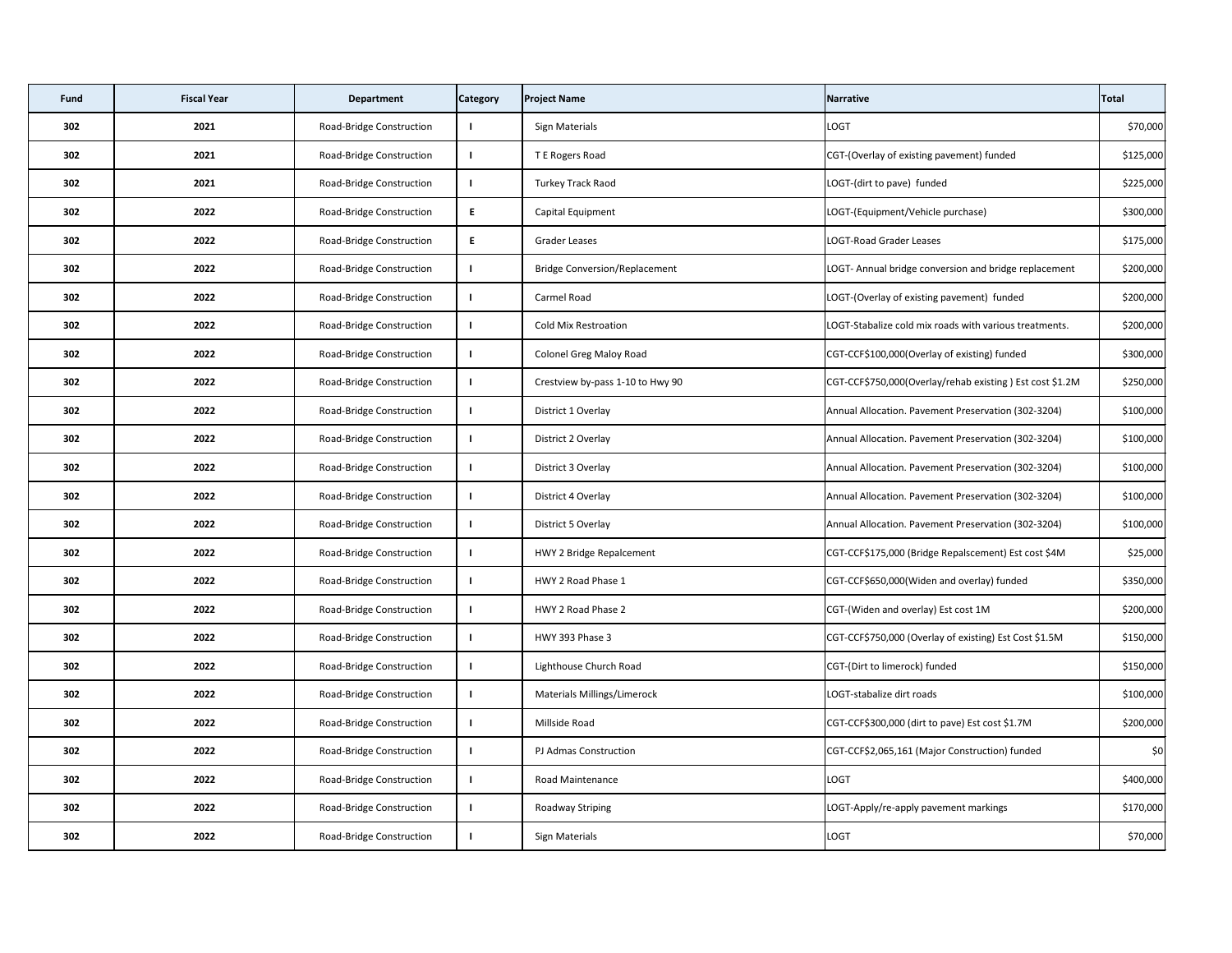| Fund | Fiscal Year | Department | Category | Project Name | Narrative | Total |
|---|---|---|---|---|---|---|
| 302 | 2021 | Road-Bridge Construction | I | Sign Materials | LOGT | $70,000 |
| 302 | 2021 | Road-Bridge Construction | I | T E Rogers Road | CGT-(Overlay of existing pavement) funded | $125,000 |
| 302 | 2021 | Road-Bridge Construction | I | Turkey Track Raod | LOGT-(dirt to pave) funded | $225,000 |
| 302 | 2022 | Road-Bridge Construction | E | Capital Equipment | LOGT-(Equipment/Vehicle purchase) | $300,000 |
| 302 | 2022 | Road-Bridge Construction | E | Grader Leases | LOGT-Road Grader Leases | $175,000 |
| 302 | 2022 | Road-Bridge Construction | I | Bridge Conversion/Replacement | LOGT- Annual bridge conversion and bridge replacement | $200,000 |
| 302 | 2022 | Road-Bridge Construction | I | Carmel Road | LOGT-(Overlay of existing pavement) funded | $200,000 |
| 302 | 2022 | Road-Bridge Construction | I | Cold Mix Restroation | LOGT-Stabalize cold mix roads with various treatments. | $200,000 |
| 302 | 2022 | Road-Bridge Construction | I | Colonel Greg Maloy Road | CGT-CCF$100,000(Overlay of existing) funded | $300,000 |
| 302 | 2022 | Road-Bridge Construction | I | Crestview by-pass 1-10 to Hwy 90 | CGT-CCF$750,000(Overlay/rehab existing ) Est cost $1.2M | $250,000 |
| 302 | 2022 | Road-Bridge Construction | I | District 1 Overlay | Annual Allocation. Pavement Preservation (302-3204) | $100,000 |
| 302 | 2022 | Road-Bridge Construction | I | District 2 Overlay | Annual Allocation. Pavement Preservation (302-3204) | $100,000 |
| 302 | 2022 | Road-Bridge Construction | I | District 3 Overlay | Annual Allocation. Pavement Preservation (302-3204) | $100,000 |
| 302 | 2022 | Road-Bridge Construction | I | District 4 Overlay | Annual Allocation. Pavement Preservation (302-3204) | $100,000 |
| 302 | 2022 | Road-Bridge Construction | I | District 5 Overlay | Annual Allocation. Pavement Preservation (302-3204) | $100,000 |
| 302 | 2022 | Road-Bridge Construction | I | HWY 2 Bridge Repalcement | CGT-CCF$175,000 (Bridge Repalscement) Est cost $4M | $25,000 |
| 302 | 2022 | Road-Bridge Construction | I | HWY 2 Road Phase 1 | CGT-CCF$650,000(Widen and overlay) funded | $350,000 |
| 302 | 2022 | Road-Bridge Construction | I | HWY 2 Road Phase 2 | CGT-(Widen and overlay) Est cost 1M | $200,000 |
| 302 | 2022 | Road-Bridge Construction | I | HWY 393 Phase 3 | CGT-CCF$750,000 (Overlay of existing) Est Cost $1.5M | $150,000 |
| 302 | 2022 | Road-Bridge Construction | I | Lighthouse Church Road | CGT-(Dirt to limerock) funded | $150,000 |
| 302 | 2022 | Road-Bridge Construction | I | Materials Millings/Limerock | LOGT-stabalize dirt roads | $100,000 |
| 302 | 2022 | Road-Bridge Construction | I | Millside Road | CGT-CCF$300,000 (dirt to pave) Est cost $1.7M | $200,000 |
| 302 | 2022 | Road-Bridge Construction | I | PJ Admas Construction | CGT-CCF$2,065,161 (Major Construction) funded | $0 |
| 302 | 2022 | Road-Bridge Construction | I | Road Maintenance | LOGT | $400,000 |
| 302 | 2022 | Road-Bridge Construction | I | Roadway Striping | LOGT-Apply/re-apply pavement markings | $170,000 |
| 302 | 2022 | Road-Bridge Construction | I | Sign Materials | LOGT | $70,000 |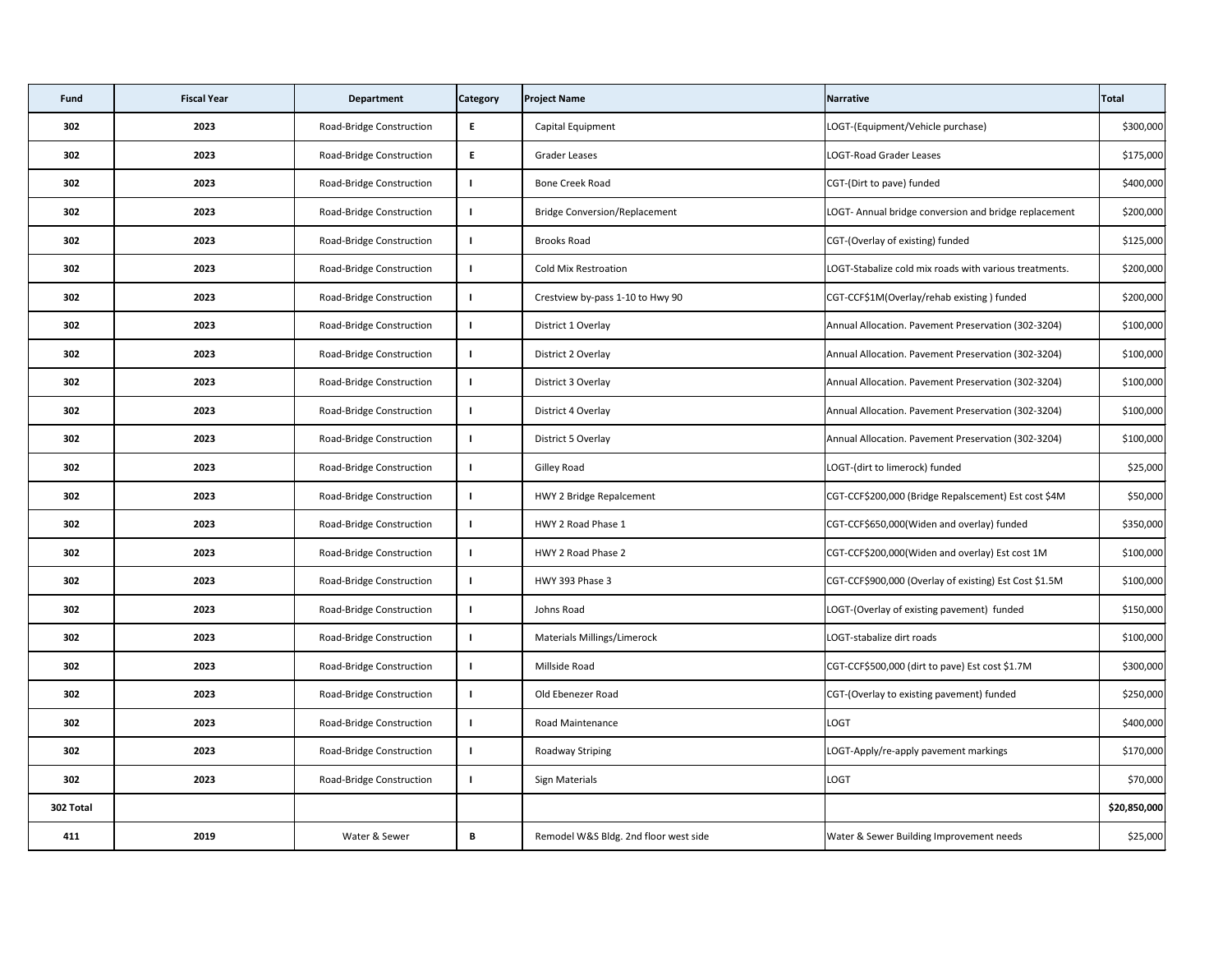| Fund | Fiscal Year | Department | Category | Project Name | Narrative | Total |
|---|---|---|---|---|---|---|
| 302 | 2023 | Road-Bridge Construction | E | Capital Equipment | LOGT-(Equipment/Vehicle purchase) | $300,000 |
| 302 | 2023 | Road-Bridge Construction | E | Grader Leases | LOGT-Road Grader Leases | $175,000 |
| 302 | 2023 | Road-Bridge Construction | I | Bone Creek Road | CGT-(Dirt to pave) funded | $400,000 |
| 302 | 2023 | Road-Bridge Construction | I | Bridge Conversion/Replacement | LOGT- Annual bridge conversion and bridge replacement | $200,000 |
| 302 | 2023 | Road-Bridge Construction | I | Brooks Road | CGT-(Overlay of existing) funded | $125,000 |
| 302 | 2023 | Road-Bridge Construction | I | Cold Mix Restroation | LOGT-Stabalize cold mix roads with various treatments. | $200,000 |
| 302 | 2023 | Road-Bridge Construction | I | Crestview by-pass 1-10 to Hwy 90 | CGT-CCF$1M(Overlay/rehab existing ) funded | $200,000 |
| 302 | 2023 | Road-Bridge Construction | I | District 1 Overlay | Annual Allocation. Pavement Preservation (302-3204) | $100,000 |
| 302 | 2023 | Road-Bridge Construction | I | District 2 Overlay | Annual Allocation. Pavement Preservation (302-3204) | $100,000 |
| 302 | 2023 | Road-Bridge Construction | I | District 3 Overlay | Annual Allocation. Pavement Preservation (302-3204) | $100,000 |
| 302 | 2023 | Road-Bridge Construction | I | District 4 Overlay | Annual Allocation. Pavement Preservation (302-3204) | $100,000 |
| 302 | 2023 | Road-Bridge Construction | I | District 5 Overlay | Annual Allocation. Pavement Preservation (302-3204) | $100,000 |
| 302 | 2023 | Road-Bridge Construction | I | Gilley Road | LOGT-(dirt to limerock) funded | $25,000 |
| 302 | 2023 | Road-Bridge Construction | I | HWY 2 Bridge Repalcement | CGT-CCF$200,000 (Bridge Repalscement) Est cost $4M | $50,000 |
| 302 | 2023 | Road-Bridge Construction | I | HWY 2 Road Phase 1 | CGT-CCF$650,000(Widen and overlay) funded | $350,000 |
| 302 | 2023 | Road-Bridge Construction | I | HWY 2 Road Phase 2 | CGT-CCF$200,000(Widen and overlay) Est cost 1M | $100,000 |
| 302 | 2023 | Road-Bridge Construction | I | HWY 393 Phase 3 | CGT-CCF$900,000 (Overlay of existing) Est Cost $1.5M | $100,000 |
| 302 | 2023 | Road-Bridge Construction | I | Johns Road | LOGT-(Overlay of existing pavement) funded | $150,000 |
| 302 | 2023 | Road-Bridge Construction | I | Materials Millings/Limerock | LOGT-stabalize dirt roads | $100,000 |
| 302 | 2023 | Road-Bridge Construction | I | Millside Road | CGT-CCF$500,000 (dirt to pave) Est cost $1.7M | $300,000 |
| 302 | 2023 | Road-Bridge Construction | I | Old Ebenezer Road | CGT-(Overlay to existing pavement) funded | $250,000 |
| 302 | 2023 | Road-Bridge Construction | I | Road Maintenance | LOGT | $400,000 |
| 302 | 2023 | Road-Bridge Construction | I | Roadway Striping | LOGT-Apply/re-apply pavement markings | $170,000 |
| 302 | 2023 | Road-Bridge Construction | I | Sign Materials | LOGT | $70,000 |
| 302 Total | | | | | | $20,850,000 |
| 411 | 2019 | Water & Sewer | B | Remodel W&S Bldg. 2nd floor west side | Water & Sewer Building Improvement needs | $25,000 |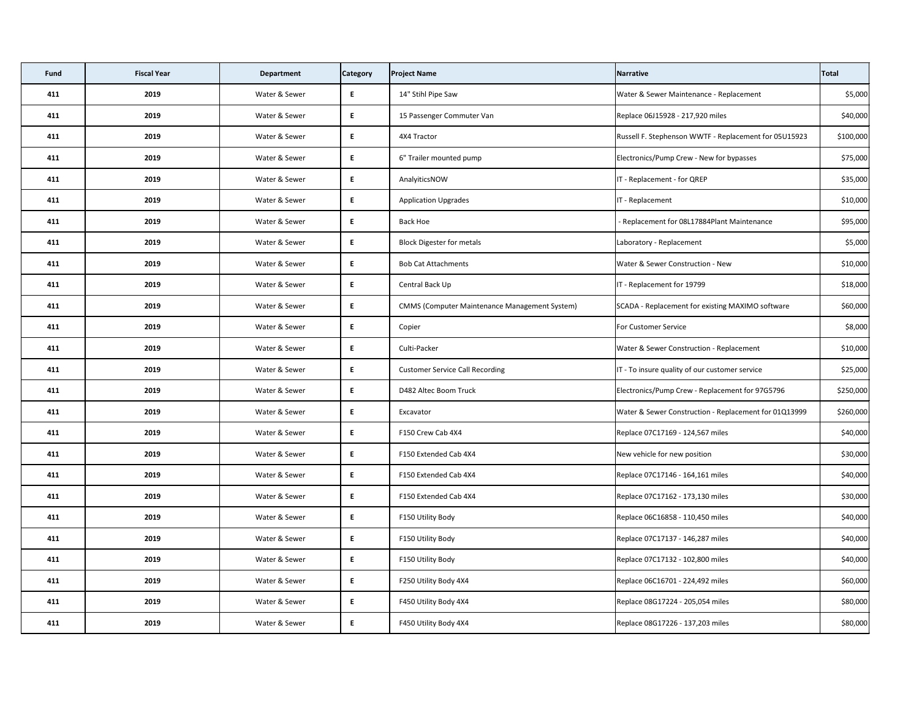| Fund | Fiscal Year | Department | Category | Project Name | Narrative | Total |
|---|---|---|---|---|---|---|
| 411 | 2019 | Water & Sewer | E | 14" Stihl Pipe Saw | Water & Sewer Maintenance - Replacement | $5,000 |
| 411 | 2019 | Water & Sewer | E | 15 Passenger Commuter Van | Replace 06J15928 - 217,920 miles | $40,000 |
| 411 | 2019 | Water & Sewer | E | 4X4 Tractor | Russell F. Stephenson WWTF - Replacement for 05U15923 | $100,000 |
| 411 | 2019 | Water & Sewer | E | 6" Trailer mounted pump | Electronics/Pump Crew - New for bypasses | $75,000 |
| 411 | 2019 | Water & Sewer | E | AnalyiticsNOW | IT - Replacement - for QREP | $35,000 |
| 411 | 2019 | Water & Sewer | E | Application Upgrades | IT - Replacement | $10,000 |
| 411 | 2019 | Water & Sewer | E | Back Hoe | - Replacement for 08L17884Plant Maintenance | $95,000 |
| 411 | 2019 | Water & Sewer | E | Block Digester for metals | Laboratory - Replacement | $5,000 |
| 411 | 2019 | Water & Sewer | E | Bob Cat Attachments | Water & Sewer Construction - New | $10,000 |
| 411 | 2019 | Water & Sewer | E | Central Back Up | IT - Replacement for 19799 | $18,000 |
| 411 | 2019 | Water & Sewer | E | CMMS (Computer Maintenance Management System) | SCADA - Replacement for existing MAXIMO software | $60,000 |
| 411 | 2019 | Water & Sewer | E | Copier | For Customer Service | $8,000 |
| 411 | 2019 | Water & Sewer | E | Culti-Packer | Water & Sewer Construction - Replacement | $10,000 |
| 411 | 2019 | Water & Sewer | E | Customer Service Call Recording | IT - To insure quality of our customer service | $25,000 |
| 411 | 2019 | Water & Sewer | E | D482 Altec Boom Truck | Electronics/Pump Crew - Replacement for 97G5796 | $250,000 |
| 411 | 2019 | Water & Sewer | E | Excavator | Water & Sewer Construction - Replacement for 01Q13999 | $260,000 |
| 411 | 2019 | Water & Sewer | E | F150 Crew Cab 4X4 | Replace 07C17169 - 124,567 miles | $40,000 |
| 411 | 2019 | Water & Sewer | E | F150 Extended Cab 4X4 | New vehicle for new position | $30,000 |
| 411 | 2019 | Water & Sewer | E | F150 Extended Cab 4X4 | Replace 07C17146 - 164,161 miles | $40,000 |
| 411 | 2019 | Water & Sewer | E | F150 Extended Cab 4X4 | Replace 07C17162 - 173,130 miles | $30,000 |
| 411 | 2019 | Water & Sewer | E | F150 Utility Body | Replace 06C16858 - 110,450 miles | $40,000 |
| 411 | 2019 | Water & Sewer | E | F150 Utility Body | Replace 07C17137 - 146,287 miles | $40,000 |
| 411 | 2019 | Water & Sewer | E | F150 Utility Body | Replace 07C17132 - 102,800 miles | $40,000 |
| 411 | 2019 | Water & Sewer | E | F250 Utility Body 4X4 | Replace 06C16701 - 224,492 miles | $60,000 |
| 411 | 2019 | Water & Sewer | E | F450 Utility Body 4X4 | Replace 08G17224 - 205,054 miles | $80,000 |
| 411 | 2019 | Water & Sewer | E | F450 Utility Body 4X4 | Replace 08G17226 - 137,203 miles | $80,000 |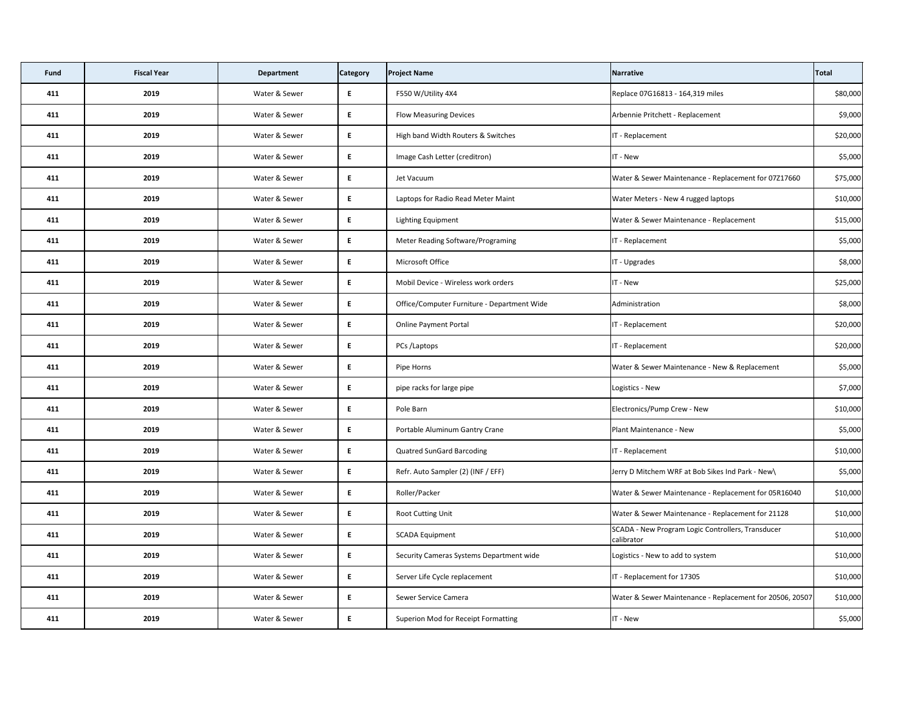| Fund | Fiscal Year | Department | Category | Project Name | Narrative | Total |
| --- | --- | --- | --- | --- | --- | --- |
| 411 | 2019 | Water & Sewer | E | F550 W/Utility 4X4 | Replace 07G16813 - 164,319 miles | $80,000 |
| 411 | 2019 | Water & Sewer | E | Flow Measuring Devices | Arbennie Pritchett - Replacement | $9,000 |
| 411 | 2019 | Water & Sewer | E | High band Width Routers & Switches | IT - Replacement | $20,000 |
| 411 | 2019 | Water & Sewer | E | Image Cash Letter (creditron) | IT - New | $5,000 |
| 411 | 2019 | Water & Sewer | E | Jet Vacuum | Water & Sewer Maintenance - Replacement for 07Z17660 | $75,000 |
| 411 | 2019 | Water & Sewer | E | Laptops for Radio Read Meter Maint | Water Meters - New 4 rugged laptops | $10,000 |
| 411 | 2019 | Water & Sewer | E | Lighting Equipment | Water & Sewer Maintenance - Replacement | $15,000 |
| 411 | 2019 | Water & Sewer | E | Meter Reading Software/Programing | IT - Replacement | $5,000 |
| 411 | 2019 | Water & Sewer | E | Microsoft Office | IT - Upgrades | $8,000 |
| 411 | 2019 | Water & Sewer | E | Mobil Device - Wireless work orders | IT - New | $25,000 |
| 411 | 2019 | Water & Sewer | E | Office/Computer Furniture - Department Wide | Administration | $8,000 |
| 411 | 2019 | Water & Sewer | E | Online Payment Portal | IT - Replacement | $20,000 |
| 411 | 2019 | Water & Sewer | E | PCs /Laptops | IT - Replacement | $20,000 |
| 411 | 2019 | Water & Sewer | E | Pipe Horns | Water & Sewer Maintenance - New & Replacement | $5,000 |
| 411 | 2019 | Water & Sewer | E | pipe racks for large pipe | Logistics - New | $7,000 |
| 411 | 2019 | Water & Sewer | E | Pole Barn | Electronics/Pump Crew - New | $10,000 |
| 411 | 2019 | Water & Sewer | E | Portable Aluminum Gantry Crane | Plant Maintenance - New | $5,000 |
| 411 | 2019 | Water & Sewer | E | Quatred SunGard Barcoding | IT - Replacement | $10,000 |
| 411 | 2019 | Water & Sewer | E | Refr. Auto Sampler (2) (INF / EFF) | Jerry D Mitchem WRF at Bob Sikes Ind Park - New\ | $5,000 |
| 411 | 2019 | Water & Sewer | E | Roller/Packer | Water & Sewer Maintenance - Replacement for 05R16040 | $10,000 |
| 411 | 2019 | Water & Sewer | E | Root Cutting Unit | Water & Sewer Maintenance - Replacement for 21128 | $10,000 |
| 411 | 2019 | Water & Sewer | E | SCADA Equipment | SCADA - New Program Logic Controllers, Transducer calibrator | $10,000 |
| 411 | 2019 | Water & Sewer | E | Security Cameras Systems Department wide | Logistics - New to add to system | $10,000 |
| 411 | 2019 | Water & Sewer | E | Server Life Cycle replacement | IT - Replacement for 17305 | $10,000 |
| 411 | 2019 | Water & Sewer | E | Sewer Service Camera | Water & Sewer Maintenance - Replacement for 20506, 20507 | $10,000 |
| 411 | 2019 | Water & Sewer | E | Superion Mod for Receipt Formatting | IT - New | $5,000 |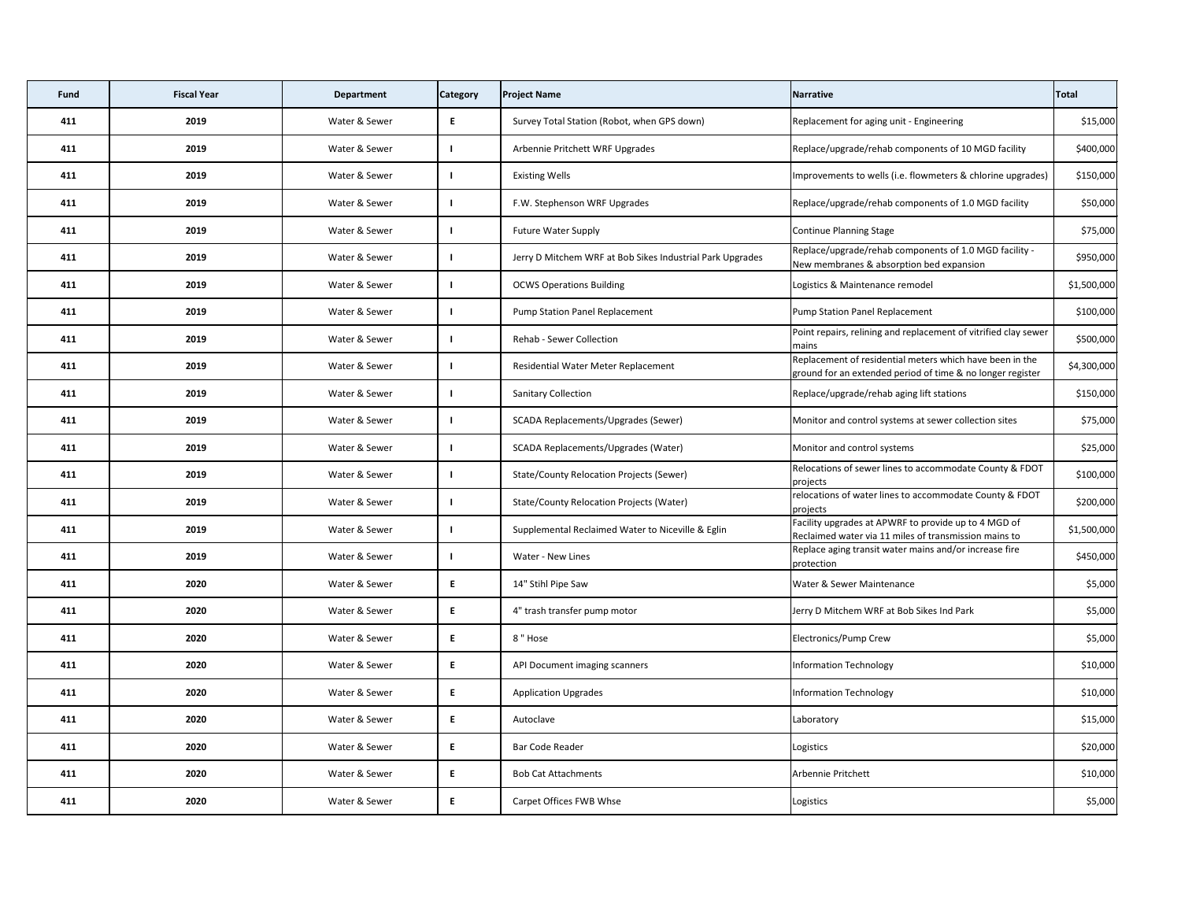| Fund | Fiscal Year | Department | Category | Project Name | Narrative | Total |
|---|---|---|---|---|---|---|
| 411 | 2019 | Water & Sewer | E | Survey Total Station (Robot, when GPS down) | Replacement for aging unit - Engineering | $15,000 |
| 411 | 2019 | Water & Sewer | I | Arbennie Pritchett WRF Upgrades | Replace/upgrade/rehab components of 10 MGD facility | $400,000 |
| 411 | 2019 | Water & Sewer | I | Existing Wells | Improvements to wells (i.e. flowmeters & chlorine upgrades) | $150,000 |
| 411 | 2019 | Water & Sewer | I | F.W. Stephenson WRF Upgrades | Replace/upgrade/rehab components of 1.0 MGD facility | $50,000 |
| 411 | 2019 | Water & Sewer | I | Future Water Supply | Continue Planning Stage | $75,000 |
| 411 | 2019 | Water & Sewer | I | Jerry D Mitchem WRF at Bob Sikes Industrial Park Upgrades | Replace/upgrade/rehab components of 1.0 MGD facility - New membranes & absorption bed expansion | $950,000 |
| 411 | 2019 | Water & Sewer | I | OCWS Operations Building | Logistics & Maintenance remodel | $1,500,000 |
| 411 | 2019 | Water & Sewer | I | Pump Station Panel Replacement | Pump Station Panel Replacement | $100,000 |
| 411 | 2019 | Water & Sewer | I | Rehab - Sewer Collection | Point repairs, relining and replacement of vitrified clay sewer mains | $500,000 |
| 411 | 2019 | Water & Sewer | I | Residential Water Meter Replacement | Replacement of residential meters which have been in the ground for an extended period of time & no longer register | $4,300,000 |
| 411 | 2019 | Water & Sewer | I | Sanitary Collection | Replace/upgrade/rehab aging lift stations | $150,000 |
| 411 | 2019 | Water & Sewer | I | SCADA Replacements/Upgrades (Sewer) | Monitor and control systems at sewer collection sites | $75,000 |
| 411 | 2019 | Water & Sewer | I | SCADA Replacements/Upgrades (Water) | Monitor and control systems | $25,000 |
| 411 | 2019 | Water & Sewer | I | State/County Relocation Projects (Sewer) | Relocations of sewer lines to accommodate County & FDOT projects | $100,000 |
| 411 | 2019 | Water & Sewer | I | State/County Relocation Projects (Water) | relocations of water lines to accommodate County & FDOT projects | $200,000 |
| 411 | 2019 | Water & Sewer | I | Supplemental Reclaimed Water to Niceville & Eglin | Facility upgrades at APWRF to provide up to 4 MGD of Reclaimed water via 11 miles of transmission mains to | $1,500,000 |
| 411 | 2019 | Water & Sewer | I | Water - New Lines | Replace aging transit water mains and/or increase fire protection | $450,000 |
| 411 | 2020 | Water & Sewer | E | 14" Stihl Pipe Saw | Water & Sewer Maintenance | $5,000 |
| 411 | 2020 | Water & Sewer | E | 4" trash transfer pump motor | Jerry D Mitchem WRF at Bob Sikes Ind Park | $5,000 |
| 411 | 2020 | Water & Sewer | E | 8 " Hose | Electronics/Pump Crew | $5,000 |
| 411 | 2020 | Water & Sewer | E | API Document imaging scanners | Information Technology | $10,000 |
| 411 | 2020 | Water & Sewer | E | Application Upgrades | Information Technology | $10,000 |
| 411 | 2020 | Water & Sewer | E | Autoclave | Laboratory | $15,000 |
| 411 | 2020 | Water & Sewer | E | Bar Code Reader | Logistics | $20,000 |
| 411 | 2020 | Water & Sewer | E | Bob Cat Attachments | Arbennie Pritchett | $10,000 |
| 411 | 2020 | Water & Sewer | E | Carpet Offices FWB Whse | Logistics | $5,000 |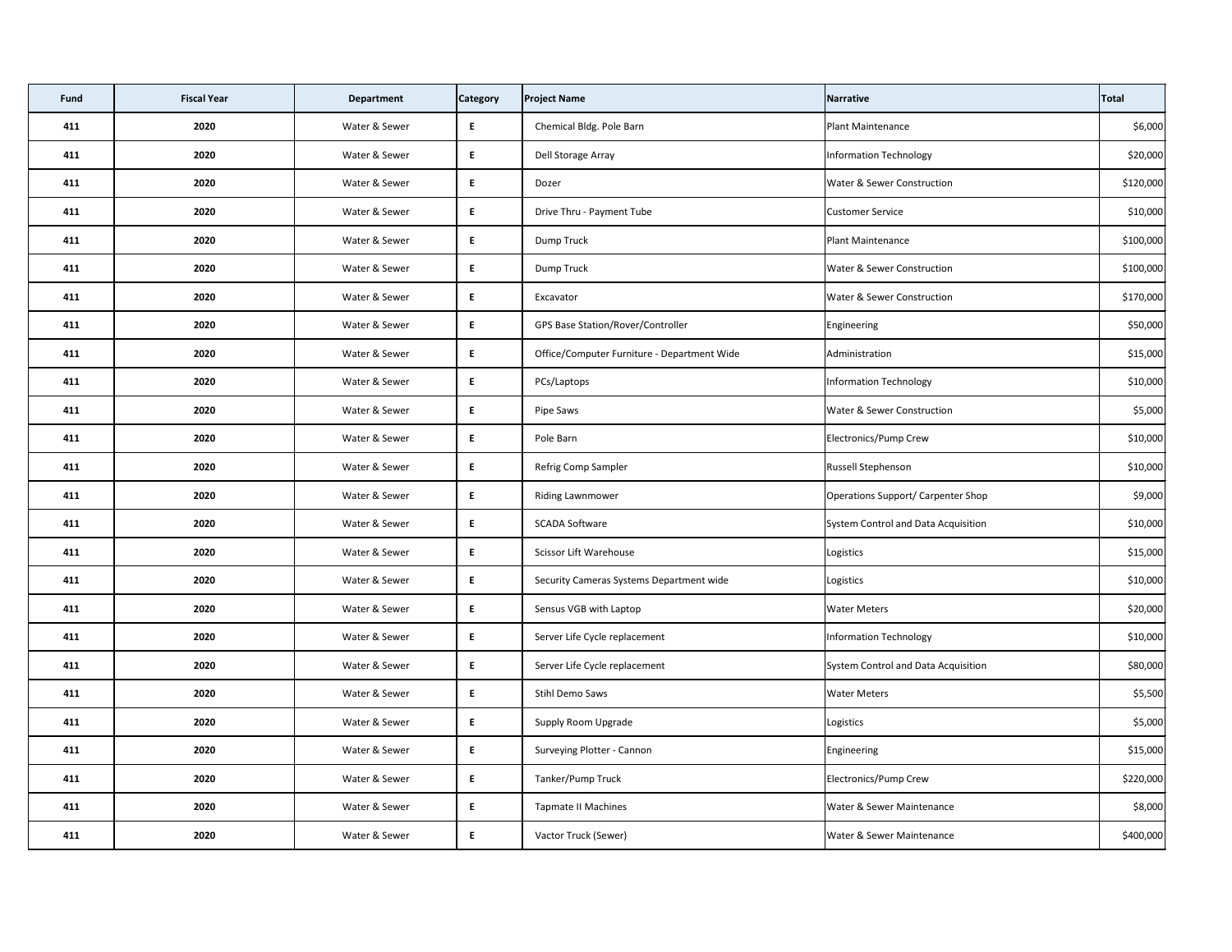| Fund | Fiscal Year | Department | Category | Project Name | Narrative | Total |
|---|---|---|---|---|---|---|
| 411 | 2020 | Water & Sewer | E | Chemical Bldg. Pole Barn | Plant Maintenance | $6,000 |
| 411 | 2020 | Water & Sewer | E | Dell Storage Array | Information Technology | $20,000 |
| 411 | 2020 | Water & Sewer | E | Dozer | Water & Sewer Construction | $120,000 |
| 411 | 2020 | Water & Sewer | E | Drive Thru - Payment Tube | Customer Service | $10,000 |
| 411 | 2020 | Water & Sewer | E | Dump Truck | Plant Maintenance | $100,000 |
| 411 | 2020 | Water & Sewer | E | Dump Truck | Water & Sewer Construction | $100,000 |
| 411 | 2020 | Water & Sewer | E | Excavator | Water & Sewer Construction | $170,000 |
| 411 | 2020 | Water & Sewer | E | GPS Base Station/Rover/Controller | Engineering | $50,000 |
| 411 | 2020 | Water & Sewer | E | Office/Computer Furniture - Department Wide | Administration | $15,000 |
| 411 | 2020 | Water & Sewer | E | PCs/Laptops | Information Technology | $10,000 |
| 411 | 2020 | Water & Sewer | E | Pipe Saws | Water & Sewer Construction | $5,000 |
| 411 | 2020 | Water & Sewer | E | Pole Barn | Electronics/Pump Crew | $10,000 |
| 411 | 2020 | Water & Sewer | E | Refrig Comp Sampler | Russell Stephenson | $10,000 |
| 411 | 2020 | Water & Sewer | E | Riding Lawnmower | Operations Support/ Carpenter Shop | $9,000 |
| 411 | 2020 | Water & Sewer | E | SCADA Software | System Control and Data Acquisition | $10,000 |
| 411 | 2020 | Water & Sewer | E | Scissor Lift Warehouse | Logistics | $15,000 |
| 411 | 2020 | Water & Sewer | E | Security Cameras Systems Department wide | Logistics | $10,000 |
| 411 | 2020 | Water & Sewer | E | Sensus VGB with Laptop | Water Meters | $20,000 |
| 411 | 2020 | Water & Sewer | E | Server Life Cycle replacement | Information Technology | $10,000 |
| 411 | 2020 | Water & Sewer | E | Server Life Cycle replacement | System Control and Data Acquisition | $80,000 |
| 411 | 2020 | Water & Sewer | E | Stihl Demo Saws | Water Meters | $5,500 |
| 411 | 2020 | Water & Sewer | E | Supply Room Upgrade | Logistics | $5,000 |
| 411 | 2020 | Water & Sewer | E | Surveying Plotter - Cannon | Engineering | $15,000 |
| 411 | 2020 | Water & Sewer | E | Tanker/Pump Truck | Electronics/Pump Crew | $220,000 |
| 411 | 2020 | Water & Sewer | E | Tapmate II Machines | Water & Sewer Maintenance | $8,000 |
| 411 | 2020 | Water & Sewer | E | Vactor Truck (Sewer) | Water & Sewer Maintenance | $400,000 |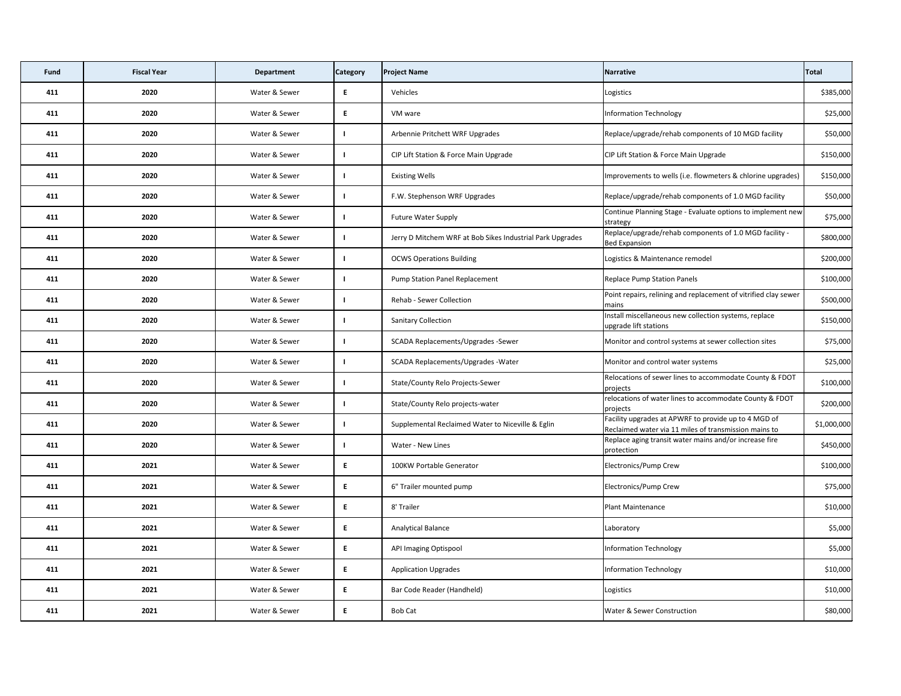| Fund | Fiscal Year | Department | Category | Project Name | Narrative | Total |
|---|---|---|---|---|---|---|
| 411 | 2020 | Water & Sewer | E | Vehicles | Logistics | $385,000 |
| 411 | 2020 | Water & Sewer | E | VM ware | Information Technology | $25,000 |
| 411 | 2020 | Water & Sewer | I | Arbennie Pritchett WRF Upgrades | Replace/upgrade/rehab components of 10 MGD facility | $50,000 |
| 411 | 2020 | Water & Sewer | I | CIP Lift Station & Force Main Upgrade | CIP Lift Station & Force Main Upgrade | $150,000 |
| 411 | 2020 | Water & Sewer | I | Existing Wells | Improvements to wells (i.e. flowmeters & chlorine upgrades) | $150,000 |
| 411 | 2020 | Water & Sewer | I | F.W. Stephenson WRF Upgrades | Replace/upgrade/rehab components of 1.0 MGD facility | $50,000 |
| 411 | 2020 | Water & Sewer | I | Future Water Supply | Continue Planning Stage - Evaluate options to implement new strategy | $75,000 |
| 411 | 2020 | Water & Sewer | I | Jerry D Mitchem WRF at Bob Sikes Industrial Park Upgrades | Replace/upgrade/rehab components of 1.0 MGD facility - Bed Expansion | $800,000 |
| 411 | 2020 | Water & Sewer | I | OCWS Operations Building | Logistics & Maintenance remodel | $200,000 |
| 411 | 2020 | Water & Sewer | I | Pump Station Panel Replacement | Replace Pump Station Panels | $100,000 |
| 411 | 2020 | Water & Sewer | I | Rehab - Sewer Collection | Point repairs, relining and replacement of vitrified clay sewer mains | $500,000 |
| 411 | 2020 | Water & Sewer | I | Sanitary Collection | Install miscellaneous new collection systems, replace upgrade lift stations | $150,000 |
| 411 | 2020 | Water & Sewer | I | SCADA Replacements/Upgrades -Sewer | Monitor and control systems at sewer collection sites | $75,000 |
| 411 | 2020 | Water & Sewer | I | SCADA Replacements/Upgrades -Water | Monitor and control water systems | $25,000 |
| 411 | 2020 | Water & Sewer | I | State/County Relo Projects-Sewer | Relocations of sewer lines to accommodate County & FDOT projects | $100,000 |
| 411 | 2020 | Water & Sewer | I | State/County Relo projects-water | relocations of water lines to accommodate County & FDOT projects | $200,000 |
| 411 | 2020 | Water & Sewer | I | Supplemental Reclaimed Water to Niceville & Eglin | Facility upgrades at APWRF to provide up to 4 MGD of Reclaimed water via 11 miles of transmission mains to | $1,000,000 |
| 411 | 2020 | Water & Sewer | I | Water - New Lines | Replace aging transit water mains and/or increase fire protection | $450,000 |
| 411 | 2021 | Water & Sewer | E | 100KW Portable Generator | Electronics/Pump Crew | $100,000 |
| 411 | 2021 | Water & Sewer | E | 6" Trailer mounted pump | Electronics/Pump Crew | $75,000 |
| 411 | 2021 | Water & Sewer | E | 8' Trailer | Plant Maintenance | $10,000 |
| 411 | 2021 | Water & Sewer | E | Analytical Balance | Laboratory | $5,000 |
| 411 | 2021 | Water & Sewer | E | API Imaging Optispool | Information Technology | $5,000 |
| 411 | 2021 | Water & Sewer | E | Application Upgrades | Information Technology | $10,000 |
| 411 | 2021 | Water & Sewer | E | Bar Code Reader (Handheld) | Logistics | $10,000 |
| 411 | 2021 | Water & Sewer | E | Bob Cat | Water & Sewer Construction | $80,000 |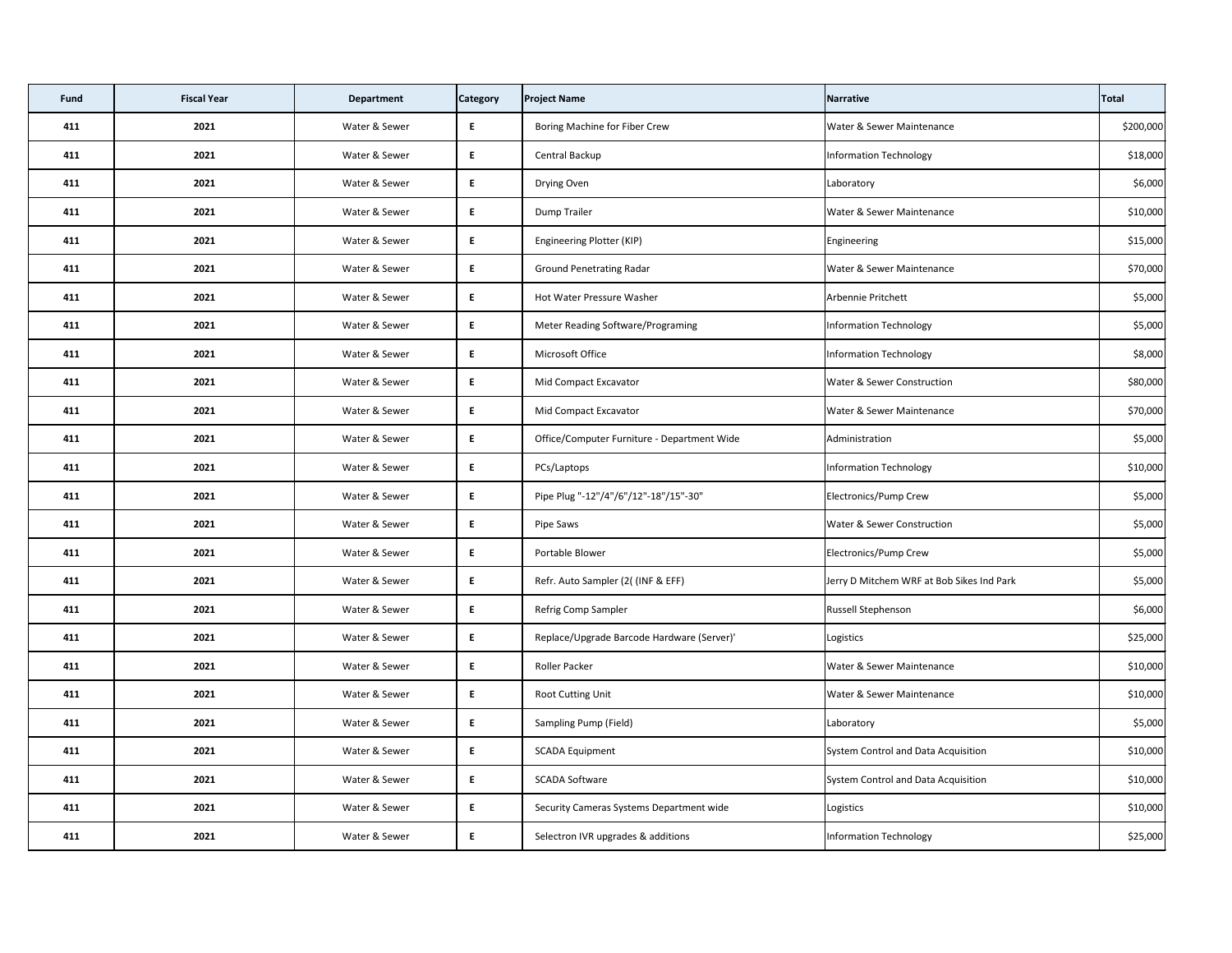| Fund | Fiscal Year | Department | Category | Project Name | Narrative | Total |
|---|---|---|---|---|---|---|
| 411 | 2021 | Water & Sewer | E | Boring Machine for Fiber Crew | Water & Sewer Maintenance | $200,000 |
| 411 | 2021 | Water & Sewer | E | Central Backup | Information Technology | $18,000 |
| 411 | 2021 | Water & Sewer | E | Drying Oven | Laboratory | $6,000 |
| 411 | 2021 | Water & Sewer | E | Dump Trailer | Water & Sewer Maintenance | $10,000 |
| 411 | 2021 | Water & Sewer | E | Engineering Plotter (KIP) | Engineering | $15,000 |
| 411 | 2021 | Water & Sewer | E | Ground Penetrating Radar | Water & Sewer Maintenance | $70,000 |
| 411 | 2021 | Water & Sewer | E | Hot Water Pressure Washer | Arbennie Pritchett | $5,000 |
| 411 | 2021 | Water & Sewer | E | Meter Reading Software/Programing | Information Technology | $5,000 |
| 411 | 2021 | Water & Sewer | E | Microsoft Office | Information Technology | $8,000 |
| 411 | 2021 | Water & Sewer | E | Mid Compact Excavator | Water & Sewer Construction | $80,000 |
| 411 | 2021 | Water & Sewer | E | Mid Compact Excavator | Water & Sewer Maintenance | $70,000 |
| 411 | 2021 | Water & Sewer | E | Office/Computer Furniture - Department Wide | Administration | $5,000 |
| 411 | 2021 | Water & Sewer | E | PCs/Laptops | Information Technology | $10,000 |
| 411 | 2021 | Water & Sewer | E | Pipe Plug "-12"/4"/6"/12"-18"/15"-30" | Electronics/Pump Crew | $5,000 |
| 411 | 2021 | Water & Sewer | E | Pipe Saws | Water & Sewer Construction | $5,000 |
| 411 | 2021 | Water & Sewer | E | Portable Blower | Electronics/Pump Crew | $5,000 |
| 411 | 2021 | Water & Sewer | E | Refr. Auto Sampler (2( (INF & EFF) | Jerry D Mitchem WRF at Bob Sikes Ind Park | $5,000 |
| 411 | 2021 | Water & Sewer | E | Refrig Comp Sampler | Russell Stephenson | $6,000 |
| 411 | 2021 | Water & Sewer | E | Replace/Upgrade Barcode Hardware (Server)' | Logistics | $25,000 |
| 411 | 2021 | Water & Sewer | E | Roller Packer | Water & Sewer Maintenance | $10,000 |
| 411 | 2021 | Water & Sewer | E | Root Cutting Unit | Water & Sewer Maintenance | $10,000 |
| 411 | 2021 | Water & Sewer | E | Sampling Pump (Field) | Laboratory | $5,000 |
| 411 | 2021 | Water & Sewer | E | SCADA Equipment | System Control and Data Acquisition | $10,000 |
| 411 | 2021 | Water & Sewer | E | SCADA Software | System Control and Data Acquisition | $10,000 |
| 411 | 2021 | Water & Sewer | E | Security Cameras Systems Department wide | Logistics | $10,000 |
| 411 | 2021 | Water & Sewer | E | Selectron IVR upgrades & additions | Information Technology | $25,000 |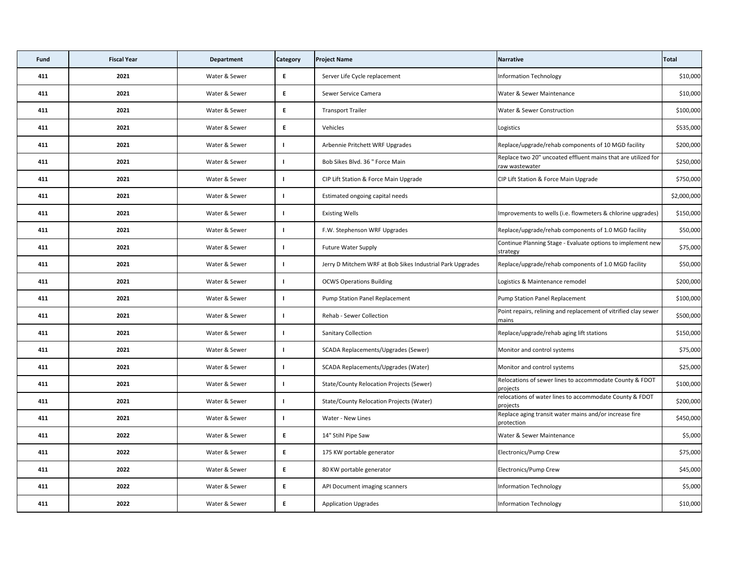| Fund | Fiscal Year | Department | Category | Project Name | Narrative | Total |
|---|---|---|---|---|---|---|
| 411 | 2021 | Water & Sewer | E | Server Life Cycle replacement | Information Technology | $10,000 |
| 411 | 2021 | Water & Sewer | E | Sewer Service Camera | Water & Sewer Maintenance | $10,000 |
| 411 | 2021 | Water & Sewer | E | Transport Trailer | Water & Sewer Construction | $100,000 |
| 411 | 2021 | Water & Sewer | E | Vehicles | Logistics | $535,000 |
| 411 | 2021 | Water & Sewer | I | Arbennie Pritchett WRF Upgrades | Replace/upgrade/rehab components of 10 MGD facility | $200,000 |
| 411 | 2021 | Water & Sewer | I | Bob Sikes Blvd. 36 " Force Main | Replace two 20" uncoated effluent mains that are utilized for raw wastewater | $250,000 |
| 411 | 2021 | Water & Sewer | I | CIP Lift Station & Force Main Upgrade | CIP Lift Station & Force Main Upgrade | $750,000 |
| 411 | 2021 | Water & Sewer | I | Estimated ongoing capital needs | | $2,000,000 |
| 411 | 2021 | Water & Sewer | I | Existing Wells | Improvements to wells (i.e. flowmeters & chlorine upgrades) | $150,000 |
| 411 | 2021 | Water & Sewer | I | F.W. Stephenson WRF Upgrades | Replace/upgrade/rehab components of 1.0 MGD facility | $50,000 |
| 411 | 2021 | Water & Sewer | I | Future Water Supply | Continue Planning Stage - Evaluate options to implement new strategy | $75,000 |
| 411 | 2021 | Water & Sewer | I | Jerry D Mitchem WRF at Bob Sikes Industrial Park Upgrades | Replace/upgrade/rehab components of 1.0 MGD facility | $50,000 |
| 411 | 2021 | Water & Sewer | I | OCWS Operations Building | Logistics & Maintenance remodel | $200,000 |
| 411 | 2021 | Water & Sewer | I | Pump Station Panel Replacement | Pump Station Panel Replacement | $100,000 |
| 411 | 2021 | Water & Sewer | I | Rehab - Sewer Collection | Point repairs, relining and replacement of vitrified clay sewer mains | $500,000 |
| 411 | 2021 | Water & Sewer | I | Sanitary Collection | Replace/upgrade/rehab aging lift stations | $150,000 |
| 411 | 2021 | Water & Sewer | I | SCADA Replacements/Upgrades (Sewer) | Monitor and control systems | $75,000 |
| 411 | 2021 | Water & Sewer | I | SCADA Replacements/Upgrades (Water) | Monitor and control systems | $25,000 |
| 411 | 2021 | Water & Sewer | I | State/County Relocation Projects (Sewer) | Relocations of sewer lines to accommodate County & FDOT projects | $100,000 |
| 411 | 2021 | Water & Sewer | I | State/County Relocation Projects (Water) | relocations of water lines to accommodate County & FDOT projects | $200,000 |
| 411 | 2021 | Water & Sewer | I | Water - New Lines | Replace aging transit water mains and/or increase fire protection | $450,000 |
| 411 | 2022 | Water & Sewer | E | 14" Stihl Pipe Saw | Water & Sewer Maintenance | $5,000 |
| 411 | 2022 | Water & Sewer | E | 175 KW portable generator | Electronics/Pump Crew | $75,000 |
| 411 | 2022 | Water & Sewer | E | 80 KW portable generator | Electronics/Pump Crew | $45,000 |
| 411 | 2022 | Water & Sewer | E | API Document imaging scanners | Information Technology | $5,000 |
| 411 | 2022 | Water & Sewer | E | Application Upgrades | Information Technology | $10,000 |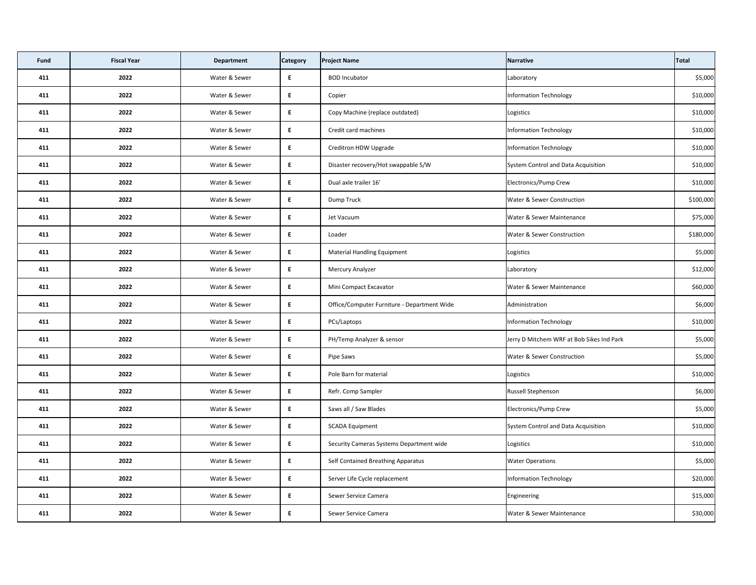| Fund | Fiscal Year | Department | Category | Project Name | Narrative | Total |
|---|---|---|---|---|---|---|
| 411 | 2022 | Water & Sewer | E | BOD Incubator | Laboratory | $5,000 |
| 411 | 2022 | Water & Sewer | E | Copier | Information Technology | $10,000 |
| 411 | 2022 | Water & Sewer | E | Copy Machine (replace outdated) | Logistics | $10,000 |
| 411 | 2022 | Water & Sewer | E | Credit card machines | Information Technology | $10,000 |
| 411 | 2022 | Water & Sewer | E | Creditron HDW Upgrade | Information Technology | $10,000 |
| 411 | 2022 | Water & Sewer | E | Disaster recovery/Hot swappable S/W | System Control and Data Acquisition | $10,000 |
| 411 | 2022 | Water & Sewer | E | Dual axle trailer 16' | Electronics/Pump Crew | $10,000 |
| 411 | 2022 | Water & Sewer | E | Dump Truck | Water & Sewer Construction | $100,000 |
| 411 | 2022 | Water & Sewer | E | Jet Vacuum | Water & Sewer Maintenance | $75,000 |
| 411 | 2022 | Water & Sewer | E | Loader | Water & Sewer Construction | $180,000 |
| 411 | 2022 | Water & Sewer | E | Material Handling Equipment | Logistics | $5,000 |
| 411 | 2022 | Water & Sewer | E | Mercury Analyzer | Laboratory | $12,000 |
| 411 | 2022 | Water & Sewer | E | Mini Compact Excavator | Water & Sewer Maintenance | $60,000 |
| 411 | 2022 | Water & Sewer | E | Office/Computer Furniture - Department Wide | Administration | $6,000 |
| 411 | 2022 | Water & Sewer | E | PCs/Laptops | Information Technology | $10,000 |
| 411 | 2022 | Water & Sewer | E | PH/Temp Analyzer & sensor | Jerry D Mitchem WRF at Bob Sikes Ind Park | $5,000 |
| 411 | 2022 | Water & Sewer | E | Pipe Saws | Water & Sewer Construction | $5,000 |
| 411 | 2022 | Water & Sewer | E | Pole Barn for material | Logistics | $10,000 |
| 411 | 2022 | Water & Sewer | E | Refr. Comp Sampler | Russell Stephenson | $6,000 |
| 411 | 2022 | Water & Sewer | E | Saws all / Saw Blades | Electronics/Pump Crew | $5,000 |
| 411 | 2022 | Water & Sewer | E | SCADA Equipment | System Control and Data Acquisition | $10,000 |
| 411 | 2022 | Water & Sewer | E | Security Cameras Systems Department wide | Logistics | $10,000 |
| 411 | 2022 | Water & Sewer | E | Self Contained Breathing Apparatus | Water Operations | $5,000 |
| 411 | 2022 | Water & Sewer | E | Server Life Cycle replacement | Information Technology | $20,000 |
| 411 | 2022 | Water & Sewer | E | Sewer Service Camera | Engineering | $15,000 |
| 411 | 2022 | Water & Sewer | E | Sewer Service Camera | Water & Sewer Maintenance | $30,000 |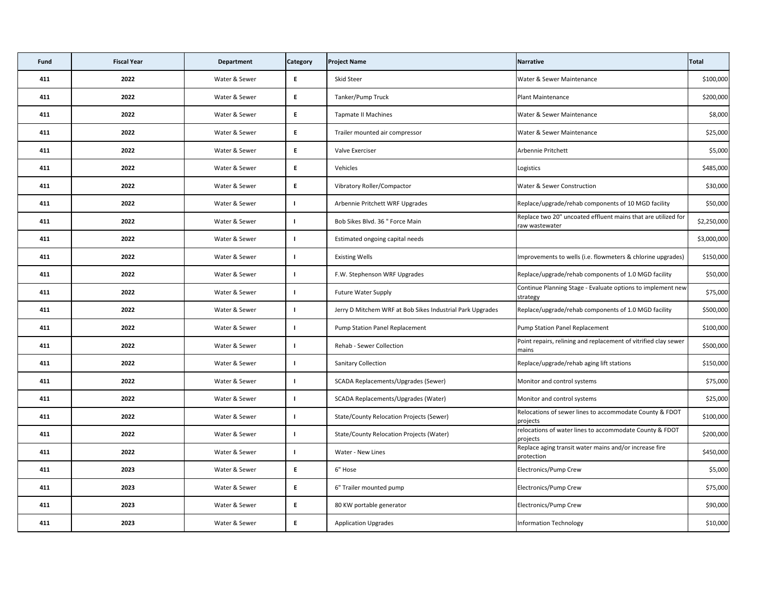| Fund | Fiscal Year | Department | Category | Project Name | Narrative | Total |
|---|---|---|---|---|---|---|
| 411 | 2022 | Water & Sewer | E | Skid Steer | Water & Sewer Maintenance | $100,000 |
| 411 | 2022 | Water & Sewer | E | Tanker/Pump Truck | Plant Maintenance | $200,000 |
| 411 | 2022 | Water & Sewer | E | Tapmate II Machines | Water & Sewer Maintenance | $8,000 |
| 411 | 2022 | Water & Sewer | E | Trailer mounted air compressor | Water & Sewer Maintenance | $25,000 |
| 411 | 2022 | Water & Sewer | E | Valve Exerciser | Arbennie Pritchett | $5,000 |
| 411 | 2022 | Water & Sewer | E | Vehicles | Logistics | $485,000 |
| 411 | 2022 | Water & Sewer | E | Vibratory Roller/Compactor | Water & Sewer Construction | $30,000 |
| 411 | 2022 | Water & Sewer | I | Arbennie Pritchett WRF Upgrades | Replace/upgrade/rehab components of 10 MGD facility | $50,000 |
| 411 | 2022 | Water & Sewer | I | Bob Sikes Blvd. 36 " Force Main | Replace two 20" uncoated effluent mains that are utilized for raw wastewater | $2,250,000 |
| 411 | 2022 | Water & Sewer | I | Estimated ongoing capital needs | | $3,000,000 |
| 411 | 2022 | Water & Sewer | I | Existing Wells | Improvements to wells (i.e. flowmeters & chlorine upgrades) | $150,000 |
| 411 | 2022 | Water & Sewer | I | F.W. Stephenson WRF Upgrades | Replace/upgrade/rehab components of 1.0 MGD facility | $50,000 |
| 411 | 2022 | Water & Sewer | I | Future Water Supply | Continue Planning Stage - Evaluate options to implement new strategy | $75,000 |
| 411 | 2022 | Water & Sewer | I | Jerry D Mitchem WRF at Bob Sikes Industrial Park Upgrades | Replace/upgrade/rehab components of 1.0 MGD facility | $500,000 |
| 411 | 2022 | Water & Sewer | I | Pump Station Panel Replacement | Pump Station Panel Replacement | $100,000 |
| 411 | 2022 | Water & Sewer | I | Rehab - Sewer Collection | Point repairs, relining and replacement of vitrified clay sewer mains | $500,000 |
| 411 | 2022 | Water & Sewer | I | Sanitary Collection | Replace/upgrade/rehab aging lift stations | $150,000 |
| 411 | 2022 | Water & Sewer | I | SCADA Replacements/Upgrades (Sewer) | Monitor and control systems | $75,000 |
| 411 | 2022 | Water & Sewer | I | SCADA Replacements/Upgrades (Water) | Monitor and control systems | $25,000 |
| 411 | 2022 | Water & Sewer | I | State/County Relocation Projects (Sewer) | Relocations of sewer lines to accommodate County & FDOT projects | $100,000 |
| 411 | 2022 | Water & Sewer | I | State/County Relocation Projects (Water) | relocations of water lines to accommodate County & FDOT projects | $200,000 |
| 411 | 2022 | Water & Sewer | I | Water - New Lines | Replace aging transit water mains and/or increase fire protection | $450,000 |
| 411 | 2023 | Water & Sewer | E | 6" Hose | Electronics/Pump Crew | $5,000 |
| 411 | 2023 | Water & Sewer | E | 6" Trailer mounted pump | Electronics/Pump Crew | $75,000 |
| 411 | 2023 | Water & Sewer | E | 80 KW portable generator | Electronics/Pump Crew | $90,000 |
| 411 | 2023 | Water & Sewer | E | Application Upgrades | Information Technology | $10,000 |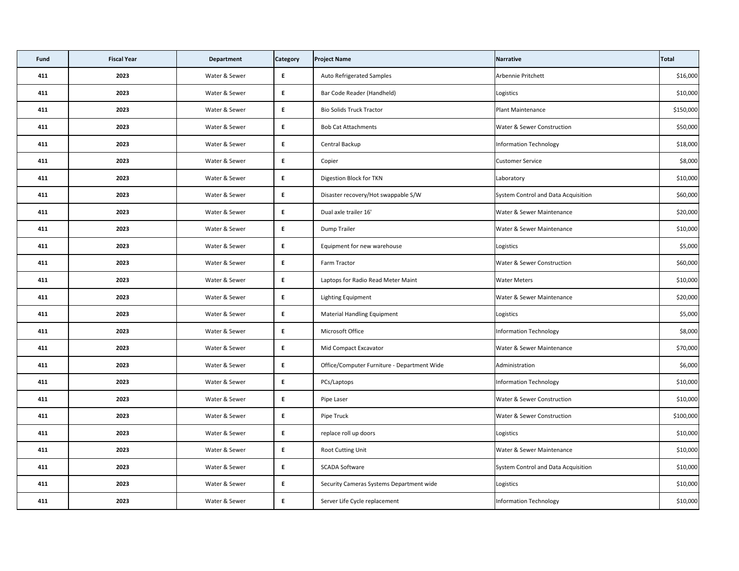| Fund | Fiscal Year | Department | Category | Project Name | Narrative | Total |
|---|---|---|---|---|---|---|
| 411 | 2023 | Water & Sewer | E | Auto Refrigerated Samples | Arbennie Pritchett | $16,000 |
| 411 | 2023 | Water & Sewer | E | Bar Code Reader (Handheld) | Logistics | $10,000 |
| 411 | 2023 | Water & Sewer | E | Bio Solids Truck Tractor | Plant Maintenance | $150,000 |
| 411 | 2023 | Water & Sewer | E | Bob Cat Attachments | Water & Sewer Construction | $50,000 |
| 411 | 2023 | Water & Sewer | E | Central Backup | Information Technology | $18,000 |
| 411 | 2023 | Water & Sewer | E | Copier | Customer Service | $8,000 |
| 411 | 2023 | Water & Sewer | E | Digestion Block for TKN | Laboratory | $10,000 |
| 411 | 2023 | Water & Sewer | E | Disaster recovery/Hot swappable S/W | System Control and Data Acquisition | $60,000 |
| 411 | 2023 | Water & Sewer | E | Dual axle trailer 16' | Water & Sewer Maintenance | $20,000 |
| 411 | 2023 | Water & Sewer | E | Dump Trailer | Water & Sewer Maintenance | $10,000 |
| 411 | 2023 | Water & Sewer | E | Equipment for new warehouse | Logistics | $5,000 |
| 411 | 2023 | Water & Sewer | E | Farm Tractor | Water & Sewer Construction | $60,000 |
| 411 | 2023 | Water & Sewer | E | Laptops for Radio Read Meter Maint | Water Meters | $10,000 |
| 411 | 2023 | Water & Sewer | E | Lighting Equipment | Water & Sewer Maintenance | $20,000 |
| 411 | 2023 | Water & Sewer | E | Material Handling Equipment | Logistics | $5,000 |
| 411 | 2023 | Water & Sewer | E | Microsoft Office | Information Technology | $8,000 |
| 411 | 2023 | Water & Sewer | E | Mid Compact Excavator | Water & Sewer Maintenance | $70,000 |
| 411 | 2023 | Water & Sewer | E | Office/Computer Furniture - Department Wide | Administration | $6,000 |
| 411 | 2023 | Water & Sewer | E | PCs/Laptops | Information Technology | $10,000 |
| 411 | 2023 | Water & Sewer | E | Pipe Laser | Water & Sewer Construction | $10,000 |
| 411 | 2023 | Water & Sewer | E | Pipe Truck | Water & Sewer Construction | $100,000 |
| 411 | 2023 | Water & Sewer | E | replace roll up doors | Logistics | $10,000 |
| 411 | 2023 | Water & Sewer | E | Root Cutting Unit | Water & Sewer Maintenance | $10,000 |
| 411 | 2023 | Water & Sewer | E | SCADA Software | System Control and Data Acquisition | $10,000 |
| 411 | 2023 | Water & Sewer | E | Security Cameras Systems Department wide | Logistics | $10,000 |
| 411 | 2023 | Water & Sewer | E | Server Life Cycle replacement | Information Technology | $10,000 |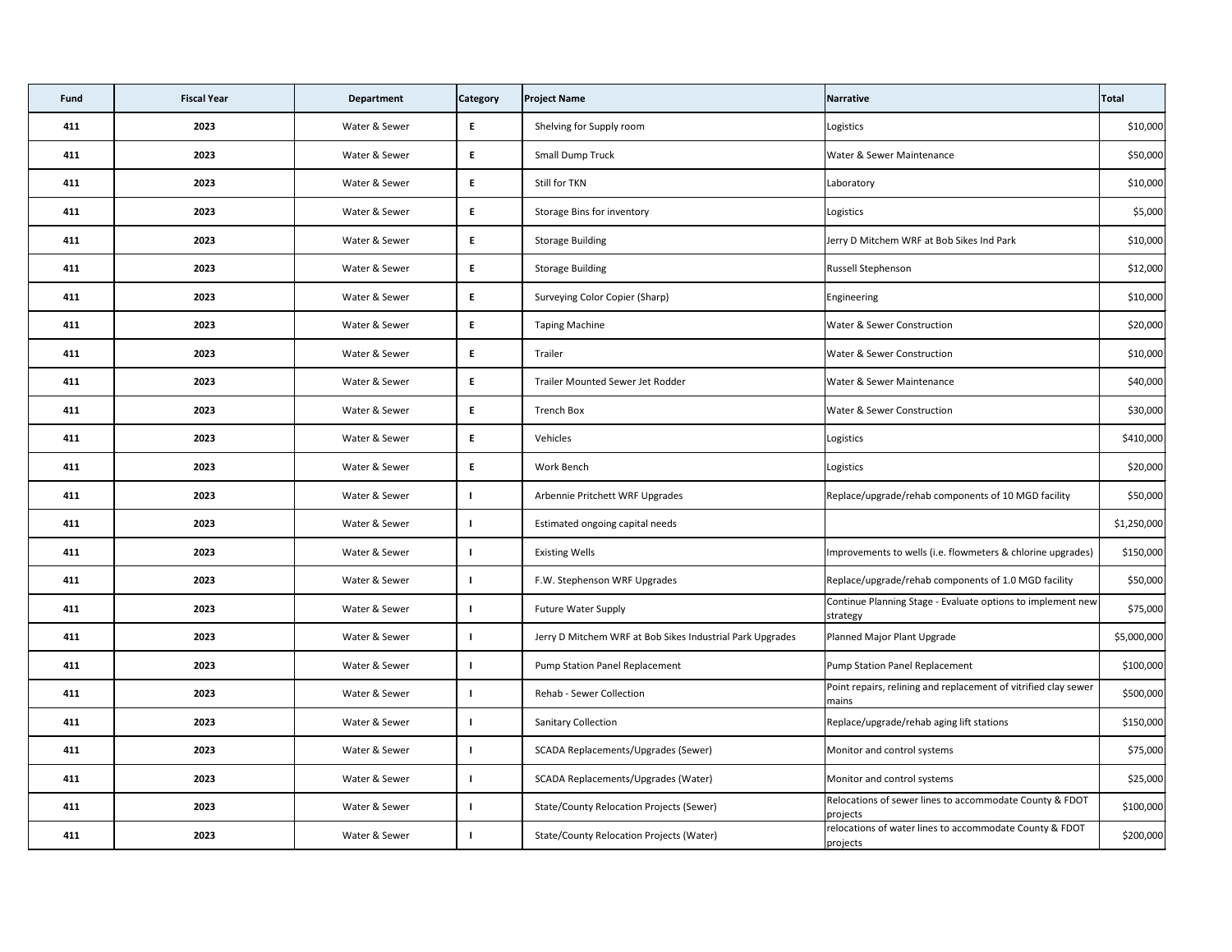| Fund | Fiscal Year | Department | Category | Project Name | Narrative | Total |
|---|---|---|---|---|---|---|
| 411 | 2023 | Water & Sewer | E | Shelving for Supply room | Logistics | $10,000 |
| 411 | 2023 | Water & Sewer | E | Small Dump Truck | Water & Sewer Maintenance | $50,000 |
| 411 | 2023 | Water & Sewer | E | Still for TKN | Laboratory | $10,000 |
| 411 | 2023 | Water & Sewer | E | Storage Bins for inventory | Logistics | $5,000 |
| 411 | 2023 | Water & Sewer | E | Storage Building | Jerry D Mitchem WRF at Bob Sikes Ind Park | $10,000 |
| 411 | 2023 | Water & Sewer | E | Storage Building | Russell Stephenson | $12,000 |
| 411 | 2023 | Water & Sewer | E | Surveying Color Copier (Sharp) | Engineering | $10,000 |
| 411 | 2023 | Water & Sewer | E | Taping Machine | Water & Sewer Construction | $20,000 |
| 411 | 2023 | Water & Sewer | E | Trailer | Water & Sewer Construction | $10,000 |
| 411 | 2023 | Water & Sewer | E | Trailer Mounted Sewer Jet Rodder | Water & Sewer Maintenance | $40,000 |
| 411 | 2023 | Water & Sewer | E | Trench Box | Water & Sewer Construction | $30,000 |
| 411 | 2023 | Water & Sewer | E | Vehicles | Logistics | $410,000 |
| 411 | 2023 | Water & Sewer | E | Work Bench | Logistics | $20,000 |
| 411 | 2023 | Water & Sewer | I | Arbennie Pritchett WRF Upgrades | Replace/upgrade/rehab components of 10 MGD facility | $50,000 |
| 411 | 2023 | Water & Sewer | I | Estimated ongoing capital needs | | $1,250,000 |
| 411 | 2023 | Water & Sewer | I | Existing Wells | Improvements to wells (i.e. flowmeters & chlorine upgrades) | $150,000 |
| 411 | 2023 | Water & Sewer | I | F.W. Stephenson WRF Upgrades | Replace/upgrade/rehab components of 1.0 MGD facility | $50,000 |
| 411 | 2023 | Water & Sewer | I | Future Water Supply | Continue Planning Stage - Evaluate options to implement new strategy | $75,000 |
| 411 | 2023 | Water & Sewer | I | Jerry D Mitchem WRF at Bob Sikes Industrial Park Upgrades | Planned Major Plant Upgrade | $5,000,000 |
| 411 | 2023 | Water & Sewer | I | Pump Station Panel Replacement | Pump Station Panel Replacement | $100,000 |
| 411 | 2023 | Water & Sewer | I | Rehab - Sewer Collection | Point repairs, relining and replacement of vitrified clay sewer mains | $500,000 |
| 411 | 2023 | Water & Sewer | I | Sanitary Collection | Replace/upgrade/rehab aging lift stations | $150,000 |
| 411 | 2023 | Water & Sewer | I | SCADA Replacements/Upgrades (Sewer) | Monitor and control systems | $75,000 |
| 411 | 2023 | Water & Sewer | I | SCADA Replacements/Upgrades (Water) | Monitor and control systems | $25,000 |
| 411 | 2023 | Water & Sewer | I | State/County Relocation Projects (Sewer) | Relocations of sewer lines to accommodate County & FDOT projects | $100,000 |
| 411 | 2023 | Water & Sewer | I | State/County Relocation Projects (Water) | relocations of water lines to accommodate County & FDOT projects | $200,000 |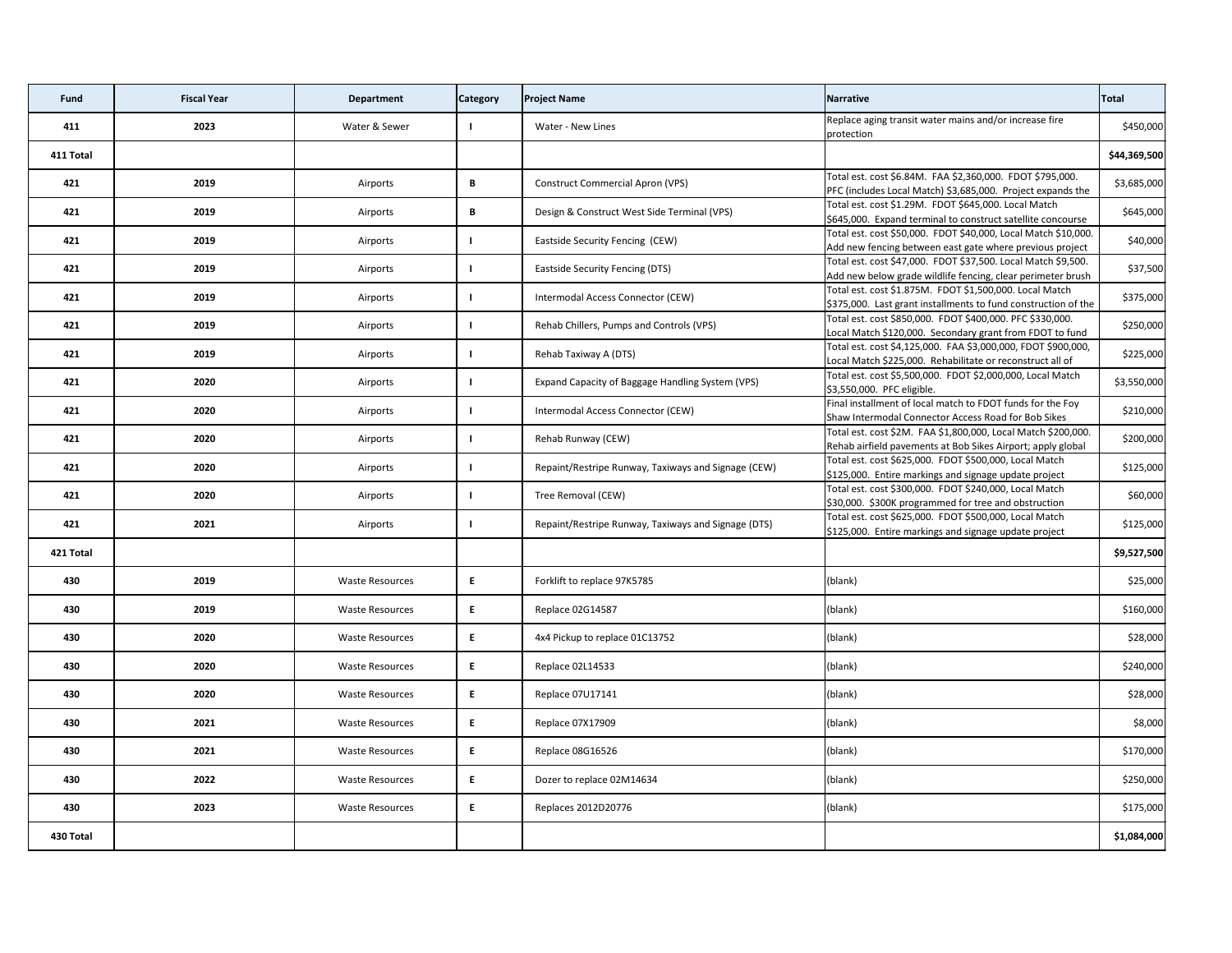| Fund | Fiscal Year | Department | Category | Project Name | Narrative | Total |
|---|---|---|---|---|---|---|
| 411 | 2023 | Water & Sewer | I | Water - New Lines | Replace aging transit water mains and/or increase fire protection | $450,000 |
| 411 Total | | | | | | $44,369,500 |
| 421 | 2019 | Airports | B | Construct Commercial Apron (VPS) | Total est. cost $6.84M. FAA $2,360,000. FDOT $795,000. PFC (includes Local Match) $3,685,000. Project expands the | $3,685,000 |
| 421 | 2019 | Airports | B | Design & Construct West Side Terminal (VPS) | Total est. cost $1.29M. FDOT $645,000. Local Match $645,000. Expand terminal to construct satellite concourse | $645,000 |
| 421 | 2019 | Airports | I | Eastside Security Fencing (CEW) | Total est. cost $50,000. FDOT $40,000, Local Match $10,000. Add new fencing between east gate where previous project | $40,000 |
| 421 | 2019 | Airports | I | Eastside Security Fencing (DTS) | Total est. cost $47,000. FDOT $37,500. Local Match $9,500. Add new below grade wildlife fencing, clear perimeter brush | $37,500 |
| 421 | 2019 | Airports | I | Intermodal Access Connector (CEW) | Total est. cost $1.875M. FDOT $1,500,000. Local Match $375,000. Last grant installments to fund construction of the | $375,000 |
| 421 | 2019 | Airports | I | Rehab Chillers, Pumps and Controls (VPS) | Total est. cost $850,000. FDOT $400,000. PFC $330,000. Local Match $120,000. Secondary grant from FDOT to fund | $250,000 |
| 421 | 2019 | Airports | I | Rehab Taxiway A (DTS) | Total est. cost $4,125,000. FAA $3,000,000, FDOT $900,000, Local Match $225,000. Rehabilitate or reconstruct all of | $225,000 |
| 421 | 2020 | Airports | I | Expand Capacity of Baggage Handling System (VPS) | Total est. cost $5,500,000. FDOT $2,000,000, Local Match $3,550,000. PFC eligible. | $3,550,000 |
| 421 | 2020 | Airports | I | Intermodal Access Connector (CEW) | Final installment of local match to FDOT funds for the Foy Shaw Intermodal Connector Access Road for Bob Sikes | $210,000 |
| 421 | 2020 | Airports | I | Rehab Runway (CEW) | Total est. cost $2M. FAA $1,800,000, Local Match $200,000. Rehab airfield pavements at Bob Sikes Airport; apply global | $200,000 |
| 421 | 2020 | Airports | I | Repaint/Restripe Runway, Taxiways and Signage (CEW) | Total est. cost $625,000. FDOT $500,000, Local Match $125,000. Entire markings and signage update project | $125,000 |
| 421 | 2020 | Airports | I | Tree Removal (CEW) | Total est. cost $300,000. FDOT $240,000, Local Match $30,000. $300K programmed for tree and obstruction | $60,000 |
| 421 | 2021 | Airports | I | Repaint/Restripe Runway, Taxiways and Signage (DTS) | Total est. cost $625,000. FDOT $500,000, Local Match $125,000. Entire markings and signage update project | $125,000 |
| 421 Total | | | | | | $9,527,500 |
| 430 | 2019 | Waste Resources | E | Forklift to replace 97K5785 | (blank) | $25,000 |
| 430 | 2019 | Waste Resources | E | Replace 02G14587 | (blank) | $160,000 |
| 430 | 2020 | Waste Resources | E | 4x4 Pickup to replace 01C13752 | (blank) | $28,000 |
| 430 | 2020 | Waste Resources | E | Replace 02L14533 | (blank) | $240,000 |
| 430 | 2020 | Waste Resources | E | Replace 07U17141 | (blank) | $28,000 |
| 430 | 2021 | Waste Resources | E | Replace 07X17909 | (blank) | $8,000 |
| 430 | 2021 | Waste Resources | E | Replace 08G16526 | (blank) | $170,000 |
| 430 | 2022 | Waste Resources | E | Dozer to replace 02M14634 | (blank) | $250,000 |
| 430 | 2023 | Waste Resources | E | Replaces 2012D20776 | (blank) | $175,000 |
| 430 Total | | | | | | $1,084,000 |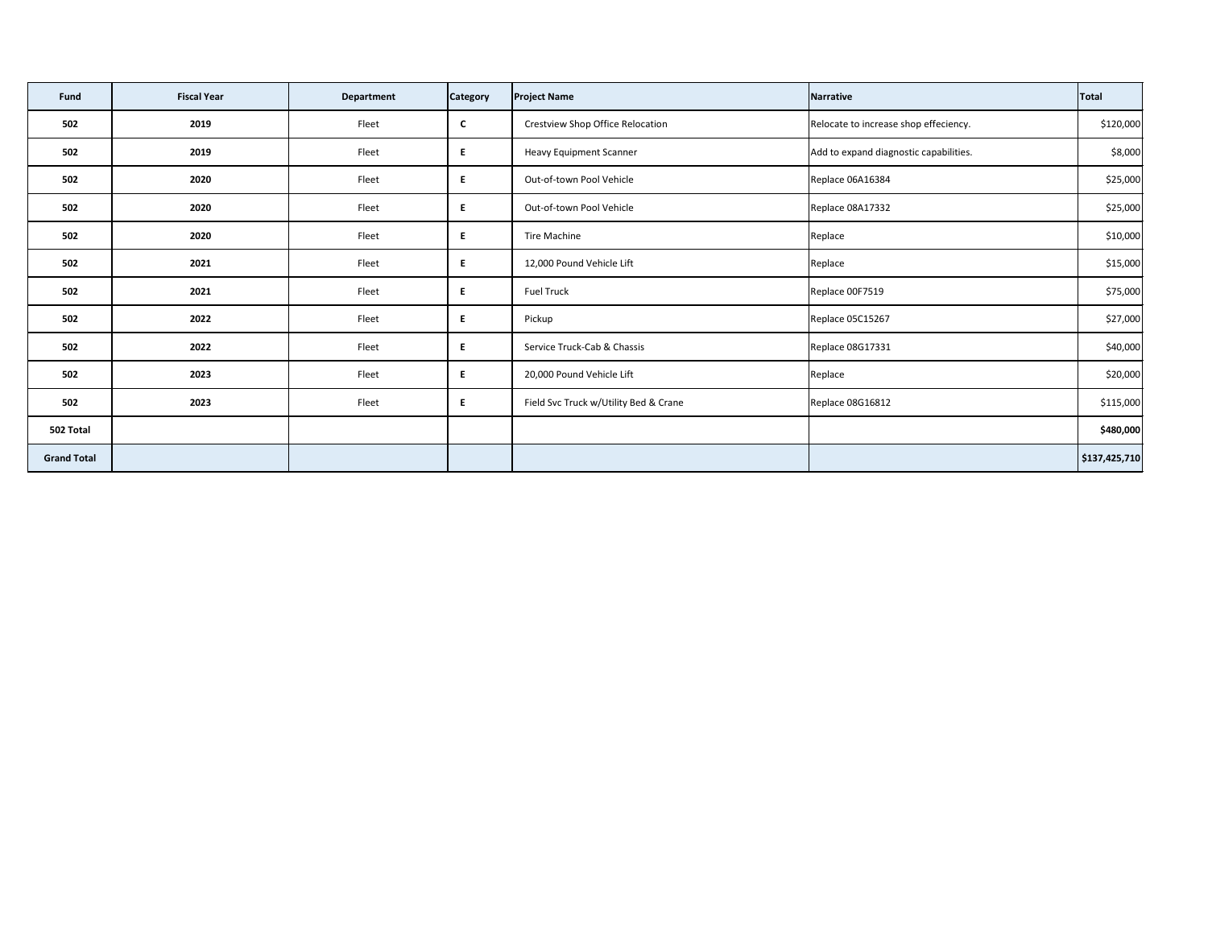| Fund | Fiscal Year | Department | Category | Project Name | Narrative | Total |
|---|---|---|---|---|---|---|
| **502** | **2019** | Fleet | **C** | Crestview Shop Office Relocation | Relocate to increase shop effeciency. | $120,000 |
| **502** | **2019** | Fleet | **E** | Heavy Equipment Scanner | Add to expand diagnostic capabilities. | $8,000 |
| **502** | **2020** | Fleet | **E** | Out-of-town Pool Vehicle | Replace 06A16384 | $25,000 |
| **502** | **2020** | Fleet | **E** | Out-of-town Pool Vehicle | Replace 08A17332 | $25,000 |
| **502** | **2020** | Fleet | **E** | Tire Machine | Replace | $10,000 |
| **502** | **2021** | Fleet | **E** | 12,000 Pound Vehicle Lift | Replace | $15,000 |
| **502** | **2021** | Fleet | **E** | Fuel Truck | Replace 00F7519 | $75,000 |
| **502** | **2022** | Fleet | **E** | Pickup | Replace 05C15267 | $27,000 |
| **502** | **2022** | Fleet | **E** | Service Truck-Cab & Chassis | Replace 08G17331 | $40,000 |
| **502** | **2023** | Fleet | **E** | 20,000 Pound Vehicle Lift | Replace | $20,000 |
| **502** | **2023** | Fleet | **E** | Field Svc Truck w/Utility Bed & Crane | Replace 08G16812 | $115,000 |
| **502 Total** | | | | | | **$480,000** |
| **Grand Total** | | | | | | **$137,425,710** |